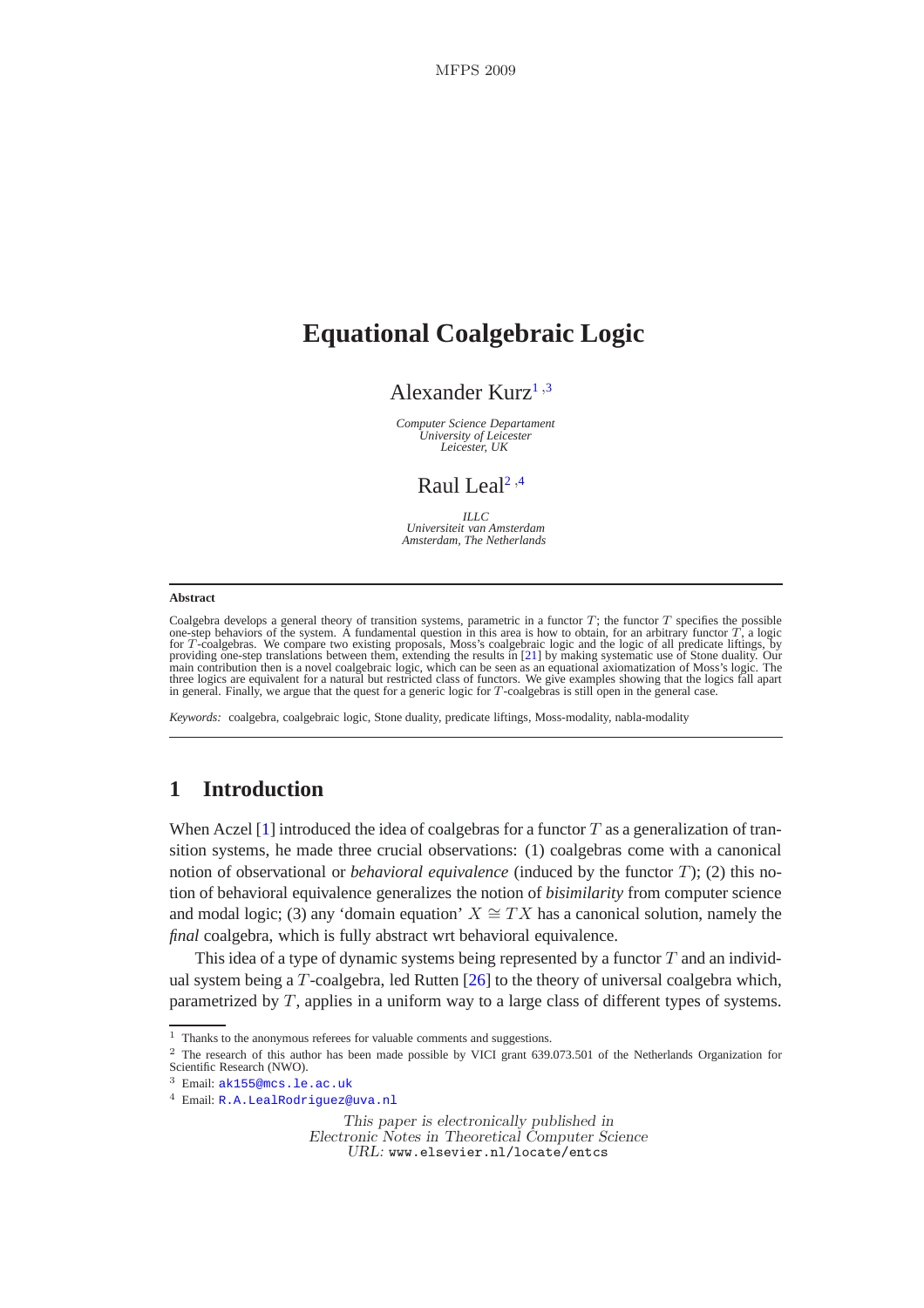# Equational Coalgebraic Logic

Alexander Kurz[1,3]

*Computer Science Departament*
*University of Leicester*
*Leicester, UK*

Raul Leal[2,4]

*ILLC*
*Universiteit van Amsterdam*
*Amsterdam, The Netherlands*

---

**Abstract**

Coalgebra develops a general theory of transition systems, parametric in a functor $T$; the functor $T$ specifies the possible one-step behaviors of the system. A fundamental question in this area is how to obtain, for an arbitrary functor $T$, a logic for $T$-coalgebras. We compare two existing proposals, Moss's coalgebraic logic and the logic of all predicate liftings, by providing one-step translations between them, extending the results in [21] by making systematic use of Stone duality. Our main contribution then is a novel coalgebraic logic, which can be seen as an equational axiomatization of Moss's logic. The three logics are equivalent for a natural but restricted class of functors. We give examples showing that the logics fall apart in general. Finally, we argue that the quest for a generic logic for $T$-coalgebras is still open in the general case.

*Keywords:* coalgebra, coalgebraic logic, Stone duality, predicate liftings, Moss-modality, nabla-modality

---

## 1 Introduction

When Aczel [1] introduced the idea of coalgebras for a functor $T$ as a generalization of transition systems, he made three crucial observations: (1) coalgebras come with a canonical notion of observational or *behavioral equivalence* (induced by the functor $T$); (2) this notion of behavioral equivalence generalizes the notion of *bisimilarity* from computer science and modal logic; (3) any 'domain equation' $X \cong TX$ has a canonical solution, namely the *final* coalgebra, which is fully abstract wrt behavioral equivalence.

This idea of a type of dynamic systems being represented by a functor $T$ and an individual system being a $T$-coalgebra, led Rutten [26] to the theory of universal coalgebra which, parametrized by $T$, applies in a uniform way to a large class of different types of systems.

---

[1] Thanks to the anonymous referees for valuable comments and suggestions.

[2] The research of this author has been made possible by VICI grant 639.073.501 of the Netherlands Organization for Scientific Research (NWO).

[3] Email: ak155@mcs.le.ac.uk

[4] Email: R.A.LealRodriguez@uva.nl

*This paper is electronically published in*
*Electronic Notes in Theoretical Computer Science*
*URL:* www.elsevier.nl/locate/entcs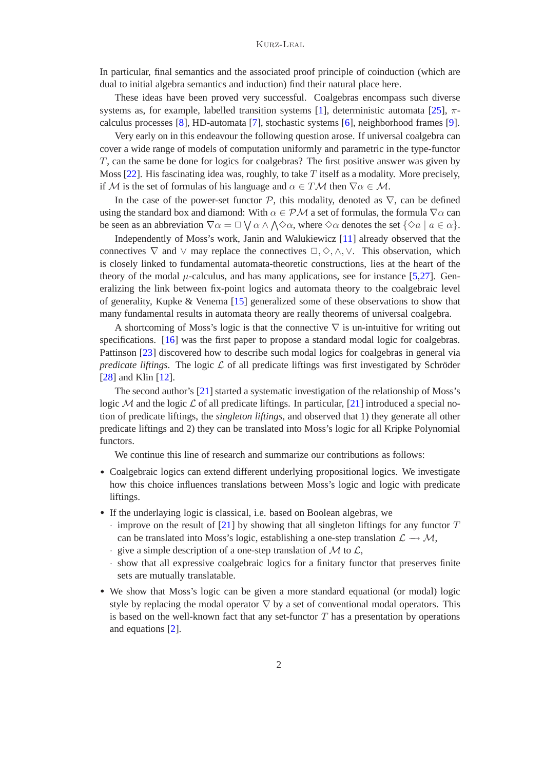In particular, final semantics and the associated proof principle of coinduction (which are dual to initial algebra semantics and induction) find their natural place here.

These ideas have been proved very successful. Coalgebras encompass such diverse systems as, for example, labelled transition systems [1], deterministic automata [25], $\pi$-calculus processes [8], HD-automata [7], stochastic systems [6], neighborhood frames [9].

Very early on in this endeavour the following question arose. If universal coalgebra can cover a wide range of models of computation uniformly and parametric in the type-functor $T$, can the same be done for logics for coalgebras? The first positive answer was given by Moss [22]. His fascinating idea was, roughly, to take $T$ itself as a modality. More precisely, if $\mathcal{M}$ is the set of formulas of his language and $\alpha \in T\mathcal{M}$ then $\nabla\alpha \in \mathcal{M}$.

In the case of the power-set functor $\mathcal{P}$, this modality, denoted as $\nabla$, can be defined using the standard box and diamond: With $\alpha \in \mathcal{PM}$ a set of formulas, the formula $\nabla\alpha$ can be seen as an abbreviation $\nabla\alpha = \Box \bigvee \alpha \wedge \bigwedge \Diamond\alpha$, where $\Diamond\alpha$ denotes the set $\{\Diamond a \mid a \in \alpha\}$.

Independently of Moss's work, Janin and Walukiewicz [11] already observed that the connectives $\nabla$ and $\vee$ may replace the connectives $\Box, \Diamond, \wedge, \vee$. This observation, which is closely linked to fundamental automata-theoretic constructions, lies at the heart of the theory of the modal $\mu$-calculus, and has many applications, see for instance [5,27]. Generalizing the link between fix-point logics and automata theory to the coalgebraic level of generality, Kupke & Venema [15] generalized some of these observations to show that many fundamental results in automata theory are really theorems of universal coalgebra.

A shortcoming of Moss's logic is that the connective $\nabla$ is un-intuitive for writing out specifications. [16] was the first paper to propose a standard modal logic for coalgebras. Pattinson [23] discovered how to describe such modal logics for coalgebras in general via *predicate liftings*. The logic $\mathcal{L}$ of all predicate liftings was first investigated by Schröder [28] and Klin [12].

The second author's [21] started a systematic investigation of the relationship of Moss's logic $\mathcal{M}$ and the logic $\mathcal{L}$ of all predicate liftings. In particular, [21] introduced a special notion of predicate liftings, the *singleton liftings*, and observed that 1) they generate all other predicate liftings and 2) they can be translated into Moss's logic for all Kripke Polynomial functors.

We continue this line of research and summarize our contributions as follows:

- Coalgebraic logics can extend different underlying propositional logics. We investigate how this choice influences translations between Moss's logic and logic with predicate liftings.
- If the underlaying logic is classical, i.e. based on Boolean algebras, we
  - improve on the result of [21] by showing that all singleton liftings for any functor $T$ can be translated into Moss's logic, establishing a one-step translation $\mathcal{L} \longrightarrow \mathcal{M}$,
  - give a simple description of a one-step translation of $\mathcal{M}$ to $\mathcal{L}$,
  - show that all expressive coalgebraic logics for a finitary functor that preserves finite sets are mutually translatable.
- We show that Moss's logic can be given a more standard equational (or modal) logic style by replacing the modal operator $\nabla$ by a set of conventional modal operators. This is based on the well-known fact that any set-functor $T$ has a presentation by operations and equations [2].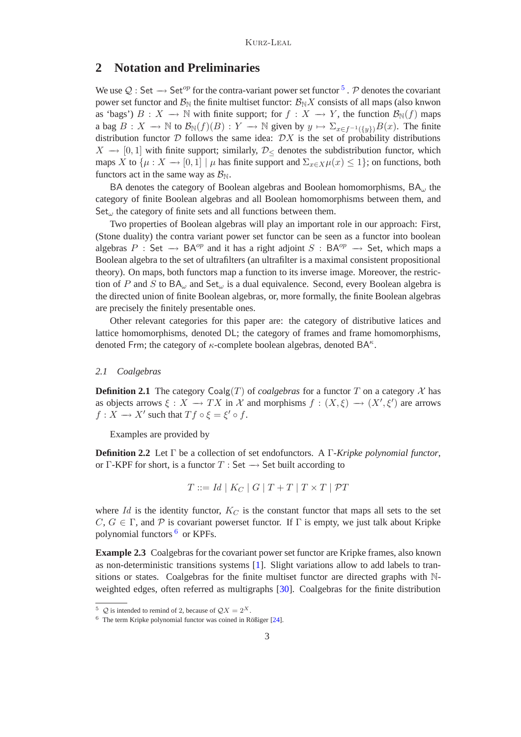## 2 Notation and Preliminaries

We use $\mathcal{Q} : \mathsf{Set} \longrightarrow \mathsf{Set}^{op}$ for the contra-variant power set functor [5]. $\mathcal{P}$ denotes the covariant power set functor and $\mathcal{B}_{\mathbb{N}}$ the finite multiset functor: $\mathcal{B}_{\mathbb{N}}X$ consists of all maps (also knwon as 'bags') $B : X \longrightarrow \mathbb{N}$ with finite support; for $f : X \longrightarrow Y$, the function $\mathcal{B}_{\mathbb{N}}(f)$ maps a bag $B : X \longrightarrow \mathbb{N}$ to $\mathcal{B}_{\mathbb{N}}(f)(B) : Y \longrightarrow \mathbb{N}$ given by $y \mapsto \Sigma_{x \in f^{-1}(\{y\})} B(x)$. The finite distribution functor $\mathcal{D}$ follows the same idea: $\mathcal{D}X$ is the set of probability distributions $X \longrightarrow [0,1]$ with finite support; similarly, $\mathcal{D}_{\leq}$ denotes the subdistribution functor, which maps $X$ to $\{\mu : X \longrightarrow [0,1] \mid \mu$ has finite support and $\Sigma_{x \in X}\mu(x) \leq 1\}$; on functions, both functors act in the same way as $\mathcal{B}_{\mathbb{N}}$.

$\mathsf{BA}$ denotes the category of Boolean algebras and Boolean homomorphisms, $\mathsf{BA}_\omega$ the category of finite Boolean algebras and all Boolean homomorphisms between them, and $\mathsf{Set}_\omega$ the category of finite sets and all functions between them.

Two properties of Boolean algebras will play an important role in our approach: First, (Stone duality) the contra variant power set functor can be seen as a functor into boolean algebras $P : \mathsf{Set} \longrightarrow \mathsf{BA}^{op}$ and it has a right adjoint $S : \mathsf{BA}^{op} \longrightarrow \mathsf{Set}$, which maps a Boolean algebra to the set of ultrafilters (an ultrafilter is a maximal consistent propositional theory). On maps, both functors map a function to its inverse image. Moreover, the restriction of $P$ and $S$ to $\mathsf{BA}_\omega$ and $\mathsf{Set}_\omega$ is a dual equivalence. Second, every Boolean algebra is the directed union of finite Boolean algebras, or, more formally, the finite Boolean algebras are precisely the finitely presentable ones.

Other relevant categories for this paper are: the category of distributive latices and lattice homomorphisms, denoted $\mathsf{DL}$; the category of frames and frame homomorphisms, denoted $\mathsf{Frm}$; the category of $\kappa$-complete boolean algebras, denoted $\mathsf{BA}^\kappa$.

### 2.1 Coalgebras

**Definition 2.1** The category $\mathsf{Coalg}(T)$ of *coalgebras* for a functor $T$ on a category $\mathcal{X}$ has as objects arrows $\xi : X \longrightarrow TX$ in $\mathcal{X}$ and morphisms $f : (X, \xi) \longrightarrow (X', \xi')$ are arrows $f : X \longrightarrow X'$ such that $Tf \circ \xi = \xi' \circ f$.

Examples are provided by

**Definition 2.2** Let $\Gamma$ be a collection of set endofunctors. A $\Gamma$-*Kripke polynomial functor*, or $\Gamma$-KPF for short, is a functor $T : \mathsf{Set} \longrightarrow \mathsf{Set}$ built according to

$$T ::= Id \mid K_C \mid G \mid T + T \mid T \times T \mid \mathcal{P}T$$

where $Id$ is the identity functor, $K_C$ is the constant functor that maps all sets to the set $C$, $G \in \Gamma$, and $\mathcal{P}$ is covariant powerset functor. If $\Gamma$ is empty, we just talk about Kripke polynomial functors [6] or KPFs.

**Example 2.3** Coalgebras for the covariant power set functor are Kripke frames, also known as non-deterministic transitions systems [1]. Slight variations allow to add labels to transitions or states. Coalgebras for the finite multiset functor are directed graphs with $\mathbb{N}$-weighted edges, often referred as multigraphs [30]. Coalgebras for the finite distribution

[5] $\mathcal{Q}$ is intended to remind of 2, because of $\mathcal{Q}X = 2^X$.

[6] The term Kripke polynomial functor was coined in Rößiger [24].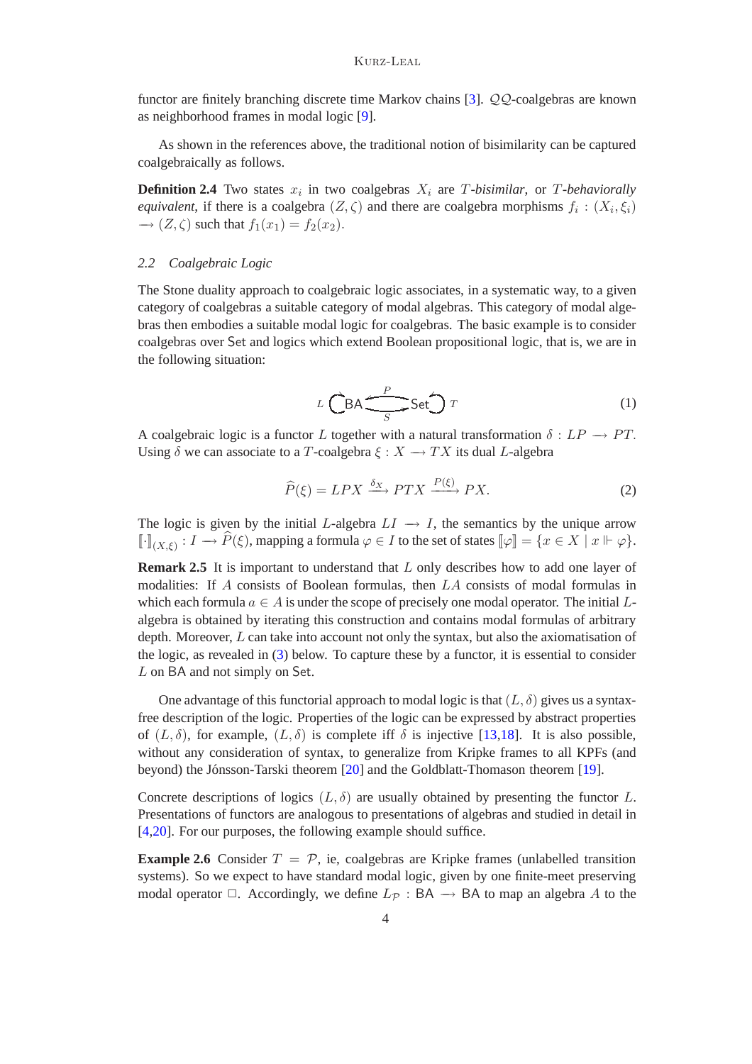functor are finitely branching discrete time Markov chains [3]. $\mathcal{QQ}$-coalgebras are known as neighborhood frames in modal logic [9].

As shown in the references above, the traditional notion of bisimilarity can be captured coalgebraically as follows.

**Definition 2.4** Two states $x_i$ in two coalgebras $X_i$ are *$T$-bisimilar*, or *$T$-behaviorally equivalent*, if there is a coalgebra $(Z, \zeta)$ and there are coalgebra morphisms $f_i : (X_i, \xi_i) \longrightarrow (Z, \zeta)$ such that $f_1(x_1) = f_2(x_2)$.

### 2.2 Coalgebraic Logic

The Stone duality approach to coalgebraic logic associates, in a systematic way, to a given category of coalgebras a suitable category of modal algebras. This category of modal algebras then embodies a suitable modal logic for coalgebras. The basic example is to consider coalgebras over Set and logics which extend Boolean propositional logic, that is, we are in the following situation:

$$L \circlearrowright \mathsf{BA} \underset{S}{\overset{P}{\rightleftarrows}} \mathsf{Set} \circlearrowleft T \tag{1}$$

A coalgebraic logic is a functor $L$ together with a natural transformation $\delta : LP \longrightarrow PT$. Using $\delta$ we can associate to a $T$-coalgebra $\xi : X \longrightarrow TX$ its dual $L$-algebra

$$\widehat{P}(\xi) = LPX \xrightarrow{\delta_X} PTX \xrightarrow{P(\xi)} PX. \tag{2}$$

The logic is given by the initial $L$-algebra $LI \longrightarrow I$, the semantics by the unique arrow $[\![\cdot]\!]_{(X,\xi)} : I \longrightarrow \widehat{P}(\xi)$, mapping a formula $\varphi \in I$ to the set of states $[\![\varphi]\!] = \{x \in X \mid x \Vdash \varphi\}$.

**Remark 2.5** It is important to understand that $L$ only describes how to add one layer of modalities: If $A$ consists of Boolean formulas, then $LA$ consists of modal formulas in which each formula $a \in A$ is under the scope of precisely one modal operator. The initial $L$-algebra is obtained by iterating this construction and contains modal formulas of arbitrary depth. Moreover, $L$ can take into account not only the syntax, but also the axiomatisation of the logic, as revealed in (3) below. To capture these by a functor, it is essential to consider $L$ on BA and not simply on Set.

One advantage of this functorial approach to modal logic is that $(L, \delta)$ gives us a syntax-free description of the logic. Properties of the logic can be expressed by abstract properties of $(L, \delta)$, for example, $(L, \delta)$ is complete iff $\delta$ is injective [13,18]. It is also possible, without any consideration of syntax, to generalize from Kripke frames to all KPFs (and beyond) the Jónsson-Tarski theorem [20] and the Goldblatt-Thomason theorem [19].

Concrete descriptions of logics $(L, \delta)$ are usually obtained by presenting the functor $L$. Presentations of functors are analogous to presentations of algebras and studied in detail in [4,20]. For our purposes, the following example should suffice.

**Example 2.6** Consider $T = \mathcal{P}$, ie, coalgebras are Kripke frames (unlabelled transition systems). So we expect to have standard modal logic, given by one finite-meet preserving modal operator $\Box$. Accordingly, we define $L_{\mathcal{P}} : \mathsf{BA} \longrightarrow \mathsf{BA}$ to map an algebra $A$ to the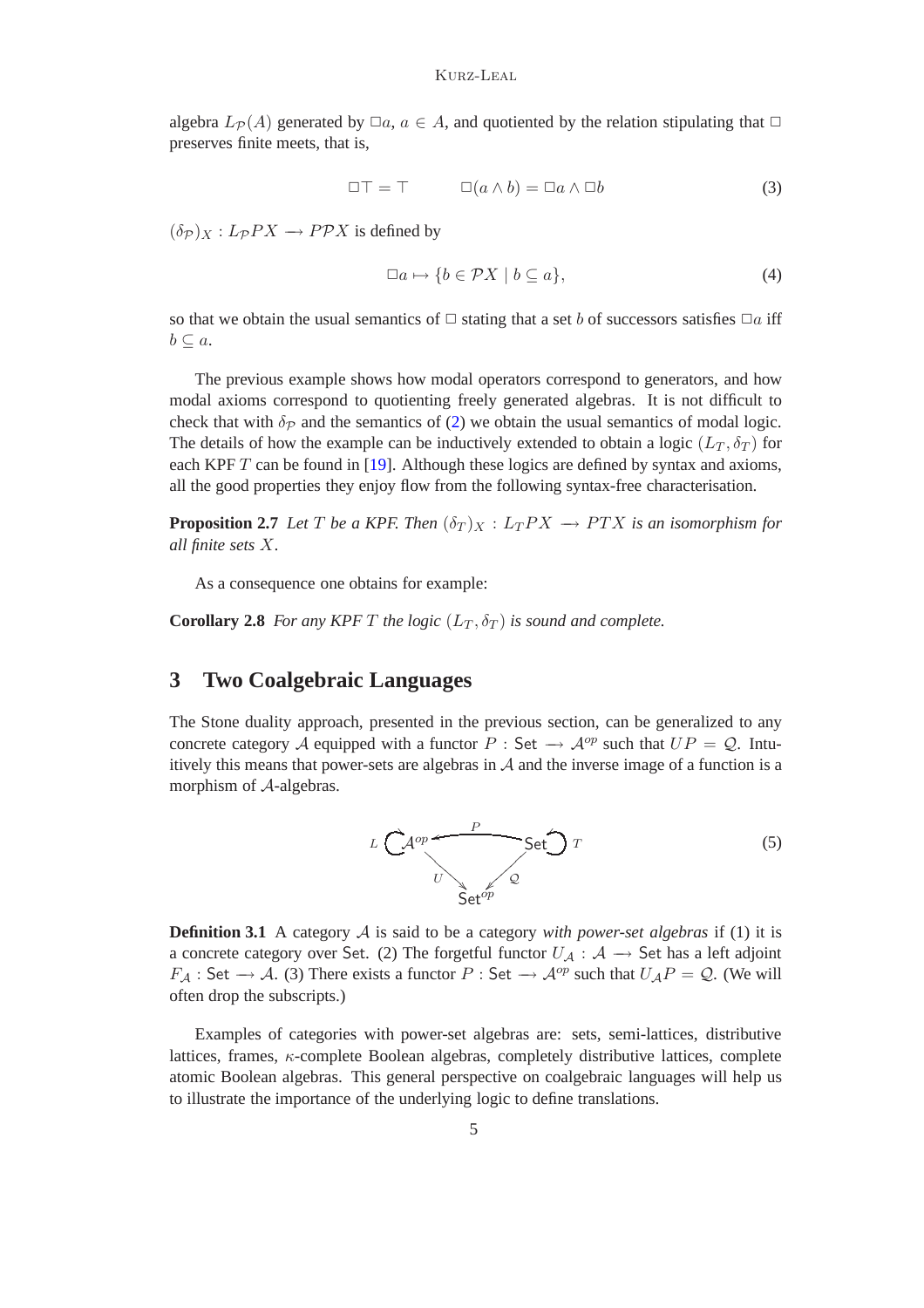algebra $L_{\mathcal{P}}(A)$ generated by $\Box a$, $a \in A$, and quotiented by the relation stipulating that $\Box$ preserves finite meets, that is,

$$\Box\top = \top \qquad \Box(a \wedge b) = \Box a \wedge \Box b \tag{3}$$

$(\delta_{\mathcal{P}})_X : L_{\mathcal{P}}PX \longrightarrow P\mathcal{P}X$ is defined by

$$\Box a \mapsto \{b \in \mathcal{P}X \mid b \subseteq a\}, \tag{4}$$

so that we obtain the usual semantics of $\Box$ stating that a set $b$ of successors satisfies $\Box a$ iff $b \subseteq a$.

The previous example shows how modal operators correspond to generators, and how modal axioms correspond to quotienting freely generated algebras. It is not difficult to check that with $\delta_{\mathcal{P}}$ and the semantics of (2) we obtain the usual semantics of modal logic. The details of how the example can be inductively extended to obtain a logic $(L_T, \delta_T)$ for each KPF $T$ can be found in [19]. Although these logics are defined by syntax and axioms, all the good properties they enjoy flow from the following syntax-free characterisation.

**Proposition 2.7** *Let $T$ be a KPF. Then $(\delta_T)_X : L_T PX \longrightarrow PTX$ is an isomorphism for all finite sets $X$.*

As a consequence one obtains for example:

**Corollary 2.8** *For any KPF $T$ the logic $(L_T, \delta_T)$ is sound and complete.*

## 3 Two Coalgebraic Languages

The Stone duality approach, presented in the previous section, can be generalized to any concrete category $\mathcal{A}$ equipped with a functor $P : \mathsf{Set} \longrightarrow \mathcal{A}^{op}$ such that $UP = \mathcal{Q}$. Intuitively this means that power-sets are algebras in $\mathcal{A}$ and the inverse image of a function is a morphism of $\mathcal{A}$-algebras.

$$L \circlearrowright \mathcal{A}^{op} \xleftarrow{\;P\;} \mathsf{Set} \circlearrowleft T \qquad U : \mathcal{A}^{op} \to \mathsf{Set}^{op}, \quad \mathcal{Q} : \mathsf{Set} \to \mathsf{Set}^{op} \tag{5}$$

**Definition 3.1** A category $\mathcal{A}$ is said to be a category *with power-set algebras* if (1) it is a concrete category over Set. (2) The forgetful functor $U_{\mathcal{A}} : \mathcal{A} \longrightarrow \mathsf{Set}$ has a left adjoint $F_{\mathcal{A}} : \mathsf{Set} \longrightarrow \mathcal{A}$. (3) There exists a functor $P : \mathsf{Set} \longrightarrow \mathcal{A}^{op}$ such that $U_{\mathcal{A}}P = \mathcal{Q}$. (We will often drop the subscripts.)

Examples of categories with power-set algebras are: sets, semi-lattices, distributive lattices, frames, $\kappa$-complete Boolean algebras, completely distributive lattices, complete atomic Boolean algebras. This general perspective on coalgebraic languages will help us to illustrate the importance of the underlying logic to define translations.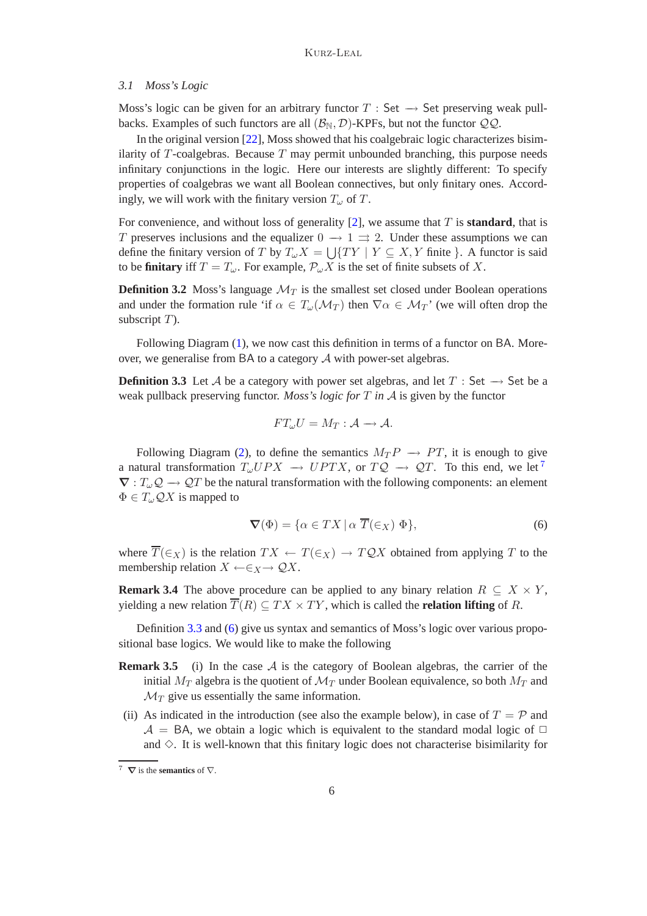### 3.1 Moss's Logic

Moss's logic can be given for an arbitrary functor $T : \mathsf{Set} \longrightarrow \mathsf{Set}$ preserving weak pullbacks. Examples of such functors are all $(\mathcal{B}_{\mathbb{N}}, \mathcal{D})$-KPFs, but not the functor $\mathcal{Q}\mathcal{Q}$.

In the original version [22], Moss showed that his coalgebraic logic characterizes bisimilarity of $T$-coalgebras. Because $T$ may permit unbounded branching, this purpose needs infinitary conjunctions in the logic. Here our interests are slightly different: To specify properties of coalgebras we want all Boolean connectives, but only finitary ones. Accordingly, we will work with the finitary version $T_\omega$ of $T$.

For convenience, and without loss of generality [2], we assume that $T$ is **standard**, that is $T$ preserves inclusions and the equalizer $0 \longrightarrow 1 \rightrightarrows 2$. Under these assumptions we can define the finitary version of $T$ by $T_\omega X = \bigcup\{TY \mid Y \subseteq X, Y \text{ finite}\}$. A functor is said to be **finitary** iff $T = T_\omega$. For example, $\mathcal{P}_\omega X$ is the set of finite subsets of $X$.

**Definition 3.2** Moss's language $\mathcal{M}_T$ is the smallest set closed under Boolean operations and under the formation rule 'if $\alpha \in T_\omega(\mathcal{M}_T)$ then $\nabla\alpha \in \mathcal{M}_T$' (we will often drop the subscript $T$).

Following Diagram (1), we now cast this definition in terms of a functor on BA. Moreover, we generalise from BA to a category $\mathcal{A}$ with power-set algebras.

**Definition 3.3** Let $\mathcal{A}$ be a category with power set algebras, and let $T : \mathsf{Set} \longrightarrow \mathsf{Set}$ be a weak pullback preserving functor. *Moss's logic for $T$ in $\mathcal{A}$* is given by the functor

$$FT_\omega U = M_T : \mathcal{A} \longrightarrow \mathcal{A}.$$

Following Diagram (2), to define the semantics $M_T P \longrightarrow PT$, it is enough to give a natural transformation $T_\omega UPX \longrightarrow UPTX$, or $T\mathcal{Q} \longrightarrow \mathcal{Q}T$. To this end, we let [7] $\boldsymbol{\nabla} : T_\omega\mathcal{Q} \longrightarrow \mathcal{Q}T$ be the natural transformation with the following components: an element $\Phi \in T_\omega\mathcal{Q}X$ is mapped to

$$\boldsymbol{\nabla}(\Phi) = \{\alpha \in TX \mid \alpha\ \overline{T}(\in_X)\ \Phi\}, \tag{6}$$

where $\overline{T}(\in_X)$ is the relation $TX \leftarrow T(\in_X) \rightarrow T\mathcal{Q}X$ obtained from applying $T$ to the membership relation $X \leftarrow\in_X\rightarrow \mathcal{Q}X$.

**Remark 3.4** The above procedure can be applied to any binary relation $R \subseteq X \times Y$, yielding a new relation $\overline{T}(R) \subseteq TX \times TY$, which is called the **relation lifting** of $R$.

Definition 3.3 and (6) give us syntax and semantics of Moss's logic over various propositional base logics. We would like to make the following

**Remark 3.5** (i) In the case $\mathcal{A}$ is the category of Boolean algebras, the carrier of the initial $M_T$ algebra is the quotient of $\mathcal{M}_T$ under Boolean equivalence, so both $M_T$ and $\mathcal{M}_T$ give us essentially the same information.

(ii) As indicated in the introduction (see also the example below), in case of $T = \mathcal{P}$ and $\mathcal{A} = \mathsf{BA}$, we obtain a logic which is equivalent to the standard modal logic of $\Box$ and $\Diamond$. It is well-known that this finitary logic does not characterise bisimilarity for

---

[7] $\boldsymbol{\nabla}$ is the **semantics** of $\nabla$.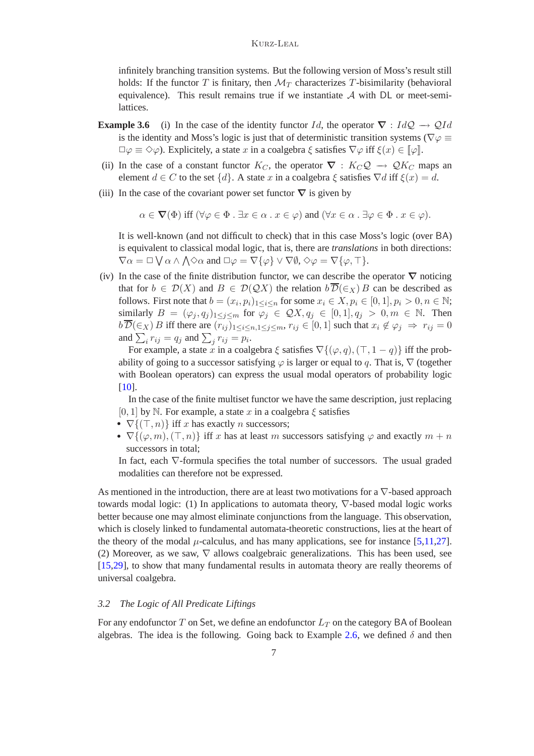infinitely branching transition systems. But the following version of Moss's result still holds: If the functor $T$ is finitary, then $\mathcal{M}_T$ characterizes $T$-bisimilarity (behavioral equivalence). This result remains true if we instantiate $\mathcal{A}$ with DL or meet-semi-lattices.

**Example 3.6** (i) In the case of the identity functor $Id$, the operator $\boldsymbol{\nabla} : Id\mathcal{Q} \longrightarrow \mathcal{Q}Id$ is the identity and Moss's logic is just that of deterministic transition systems ($\nabla\varphi \equiv \Box\varphi \equiv \Diamond\varphi$). Explicitely, a state $x$ in a coalgebra $\xi$ satisfies $\nabla\varphi$ iff $\xi(x) \in [\![\varphi]\!]$.

(ii) In the case of a constant functor $K_C$, the operator $\boldsymbol{\nabla} : K_C\mathcal{Q} \longrightarrow \mathcal{Q}K_C$ maps an element $d \in C$ to the set $\{d\}$. A state $x$ in a coalgebra $\xi$ satisfies $\nabla d$ iff $\xi(x) = d$.

(iii) In the case of the covariant power set functor $\boldsymbol{\nabla}$ is given by

$$\alpha \in \boldsymbol{\nabla}(\Phi) \text{ iff } (\forall \varphi \in \Phi \,.\, \exists x \in \alpha \,.\, x \in \varphi) \text{ and } (\forall x \in \alpha \,.\, \exists \varphi \in \Phi \,.\, x \in \varphi).$$

It is well-known (and not difficult to check) that in this case Moss's logic (over BA) is equivalent to classical modal logic, that is, there are *translations* in both directions: $\nabla\alpha = \Box \bigvee \alpha \wedge \bigwedge \Diamond\alpha$ and $\Box\varphi = \nabla\{\varphi\} \vee \nabla\emptyset$, $\Diamond\varphi = \nabla\{\varphi, \top\}$.

(iv) In the case of the finite distribution functor, we can describe the operator $\boldsymbol{\nabla}$ noticing that for $b \in \mathcal{D}(X)$ and $B \in \mathcal{D}(\mathcal{Q}X)$ the relation $b\,\overline{\mathcal{D}}(\in_X)\,B$ can be described as follows. First note that $b = (x_i, p_i)_{1 \le i \le n}$ for some $x_i \in X, p_i \in [0,1], p_i > 0, n \in \mathbb{N}$; similarly $B = (\varphi_j, q_j)_{1 \le j \le m}$ for $\varphi_j \in \mathcal{Q}X, q_j \in [0,1], q_j > 0, m \in \mathbb{N}$. Then $b\,\overline{\mathcal{D}}(\in_X)\,B$ iff there are $(r_{ij})_{1 \le i \le n, 1 \le j \le m}$, $r_{ij} \in [0,1]$ such that $x_i \notin \varphi_j \Rightarrow r_{ij} = 0$ and $\sum_i r_{ij} = q_j$ and $\sum_j r_{ij} = p_i$.

For example, a state $x$ in a coalgebra $\xi$ satisfies $\nabla\{(\varphi, q), (\top, 1 - q)\}$ iff the probability of going to a successor satisfying $\varphi$ is larger or equal to $q$. That is, $\nabla$ (together with Boolean operators) can express the usual modal operators of probability logic [10].

In the case of the finite multiset functor we have the same description, just replacing $[0,1]$ by $\mathbb{N}$. For example, a state $x$ in a coalgebra $\xi$ satisfies

- $\nabla\{(\top, n)\}$ iff $x$ has exactly $n$ successors;
- $\nabla\{(\varphi, m), (\top, n)\}$ iff $x$ has at least $m$ successors satisfying $\varphi$ and exactly $m + n$ successors in total;

In fact, each $\nabla$-formula specifies the total number of successors. The usual graded modalities can therefore not be expressed.

As mentioned in the introduction, there are at least two motivations for a $\nabla$-based approach towards modal logic: (1) In applications to automata theory, $\nabla$-based modal logic works better because one may almost eliminate conjunctions from the language. This observation, which is closely linked to fundamental automata-theoretic constructions, lies at the heart of the theory of the modal $\mu$-calculus, and has many applications, see for instance [5,11,27]. (2) Moreover, as we saw, $\nabla$ allows coalgebraic generalizations. This has been used, see [15,29], to show that many fundamental results in automata theory are really theorems of universal coalgebra.

### *3.2 The Logic of All Predicate Liftings*

For any endofunctor $T$ on Set, we define an endofunctor $L_T$ on the category BA of Boolean algebras. The idea is the following. Going back to Example 2.6, we defined $\delta$ and then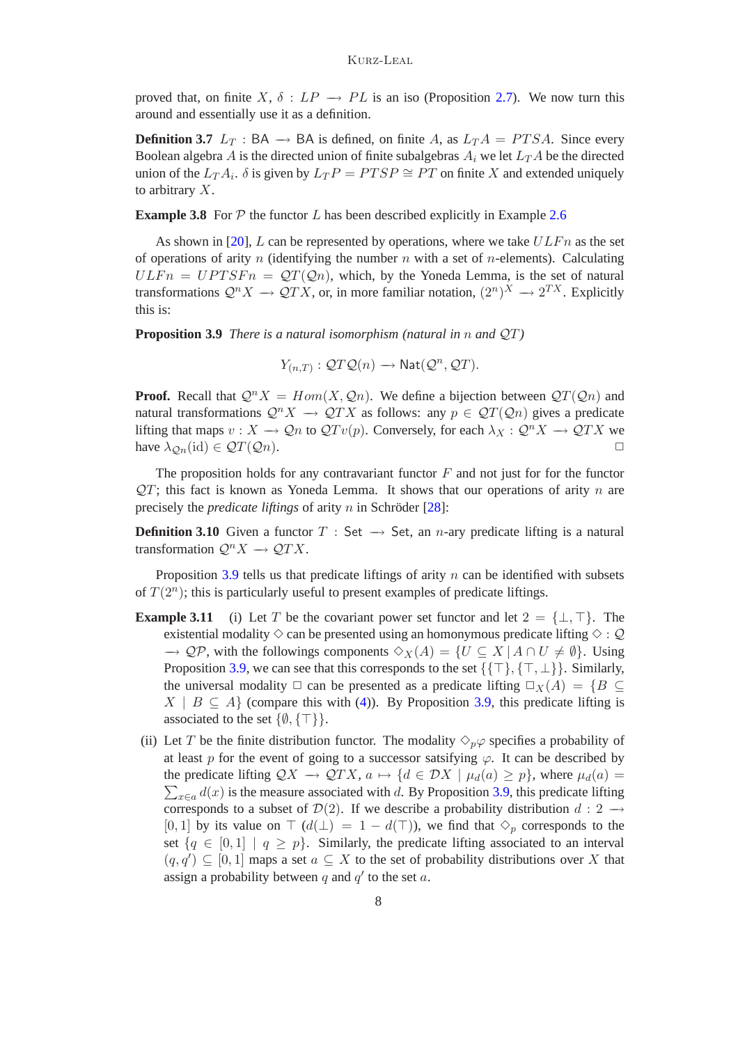proved that, on finite $X$, $\delta : LP \longrightarrow PL$ is an iso (Proposition 2.7). We now turn this around and essentially use it as a definition.

**Definition 3.7** $L_T : \mathsf{BA} \longrightarrow \mathsf{BA}$ is defined, on finite $A$, as $L_T A = PTSA$. Since every Boolean algebra $A$ is the directed union of finite subalgebras $A_i$ we let $L_T A$ be the directed union of the $L_T A_i$. $\delta$ is given by $L_T P = PTSP \cong PT$ on finite $X$ and extended uniquely to arbitrary $X$.

**Example 3.8** For $\mathcal{P}$ the functor $L$ has been described explicitly in Example 2.6

As shown in [20], $L$ can be represented by operations, where we take $ULFn$ as the set of operations of arity $n$ (identifying the number $n$ with a set of $n$-elements). Calculating $ULFn = UPTSFn = \mathcal{Q}T(\mathcal{Q}n)$, which, by the Yoneda Lemma, is the set of natural transformations $\mathcal{Q}^n X \longrightarrow \mathcal{Q}TX$, or, in more familiar notation, $(2^n)^X \longrightarrow 2^{TX}$. Explicitly this is:

**Proposition 3.9** *There is a natural isomorphism (natural in $n$ and $\mathcal{Q}T$)*

$$Y_{(n,T)} : \mathcal{Q}T\mathcal{Q}(n) \longrightarrow \mathsf{Nat}(\mathcal{Q}^n, \mathcal{Q}T).$$

**Proof.** Recall that $\mathcal{Q}^n X = Hom(X, \mathcal{Q}n)$. We define a bijection between $\mathcal{Q}T(\mathcal{Q}n)$ and natural transformations $\mathcal{Q}^n X \longrightarrow \mathcal{Q}TX$ as follows: any $p \in \mathcal{Q}T(\mathcal{Q}n)$ gives a predicate lifting that maps $v : X \longrightarrow \mathcal{Q}n$ to $\mathcal{Q}Tv(p)$. Conversely, for each $\lambda_X : \mathcal{Q}^n X \longrightarrow \mathcal{Q}TX$ we have $\lambda_{\mathcal{Q}n}(\mathrm{id}) \in \mathcal{Q}T(\mathcal{Q}n)$. $\square$

The proposition holds for any contravariant functor $F$ and not just for for the functor $\mathcal{Q}T$; this fact is known as Yoneda Lemma. It shows that our operations of arity $n$ are precisely the *predicate liftings* of arity $n$ in Schröder [28]:

**Definition 3.10** Given a functor $T : \mathsf{Set} \longrightarrow \mathsf{Set}$, an $n$-ary predicate lifting is a natural transformation $\mathcal{Q}^n X \longrightarrow \mathcal{Q}TX$.

Proposition 3.9 tells us that predicate liftings of arity $n$ can be identified with subsets of $T(2^n)$; this is particularly useful to present examples of predicate liftings.

**Example 3.11** (i) Let $T$ be the covariant power set functor and let $2 = \{\bot, \top\}$. The existential modality $\Diamond$ can be presented using an homonymous predicate lifting $\Diamond : \mathcal{Q} \longrightarrow \mathcal{Q}\mathcal{P}$, with the followings components $\Diamond_X(A) = \{U \subseteq X \mid A \cap U \neq \emptyset\}$. Using Proposition 3.9, we can see that this corresponds to the set $\{\{\top\}, \{\top, \bot\}\}$. Similarly, the universal modality $\Box$ can be presented as a predicate lifting $\Box_X(A) = \{B \subseteq X \mid B \subseteq A\}$ (compare this with (4)). By Proposition 3.9, this predicate lifting is associated to the set $\{\emptyset, \{\top\}\}$.

(ii) Let $T$ be the finite distribution functor. The modality $\Diamond_p \varphi$ specifies a probability of at least $p$ for the event of going to a successor satsifying $\varphi$. It can be described by the predicate lifting $\mathcal{Q}X \longrightarrow \mathcal{Q}TX$, $a \mapsto \{d \in \mathcal{D}X \mid \mu_d(a) \geq p\}$, where $\mu_d(a) = \sum_{x \in a} d(x)$ is the measure associated with $d$. By Proposition 3.9, this predicate lifting corresponds to a subset of $\mathcal{D}(2)$. If we describe a probability distribution $d : 2 \longrightarrow [0, 1]$ by its value on $\top$ ($d(\bot) = 1 - d(\top)$), we find that $\Diamond_p$ corresponds to the set $\{q \in [0, 1] \mid q \geq p\}$. Similarly, the predicate lifting associated to an interval $(q, q') \subseteq [0, 1]$ maps a set $a \subseteq X$ to the set of probability distributions over $X$ that assign a probability between $q$ and $q'$ to the set $a$.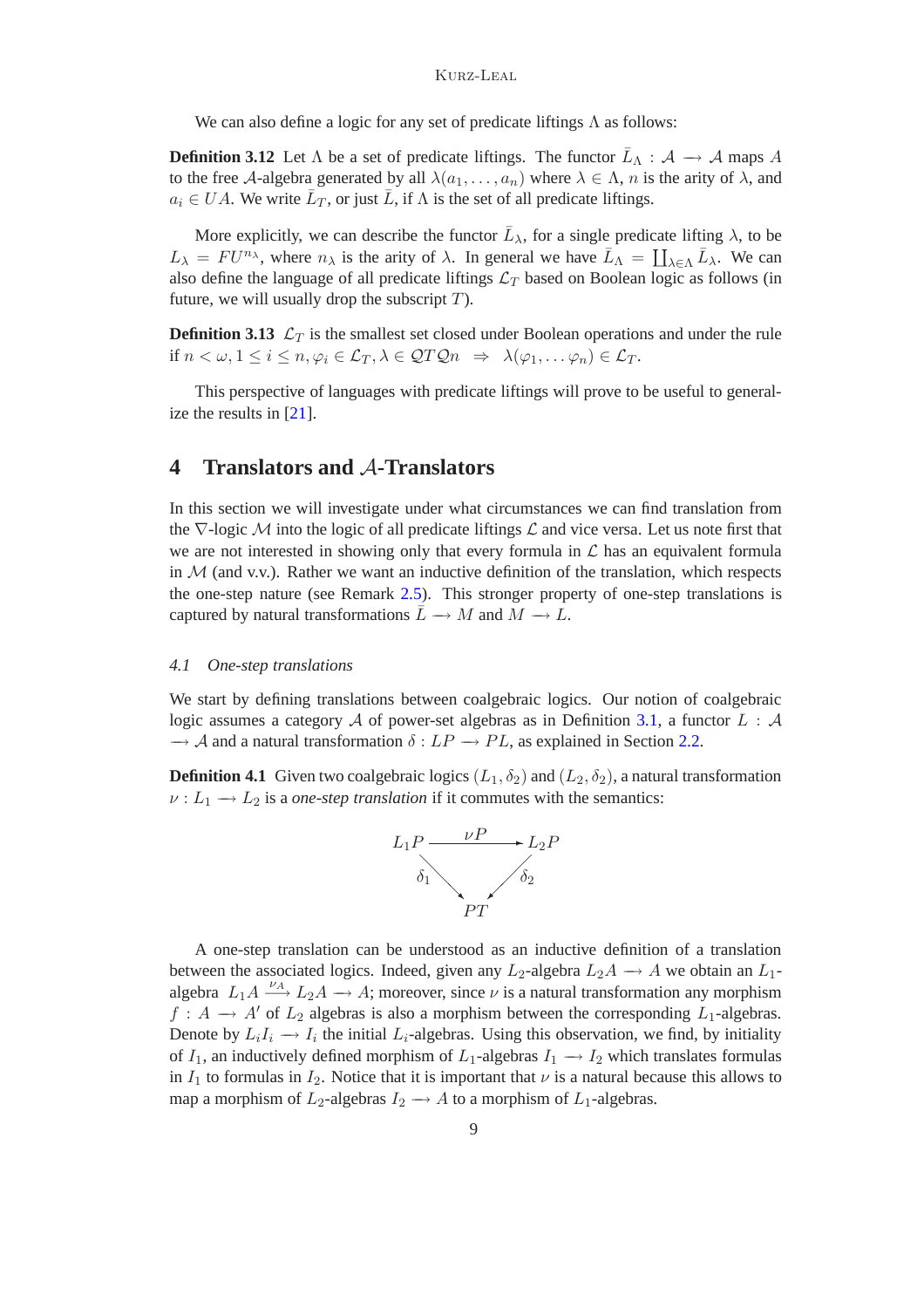We can also define a logic for any set of predicate liftings $\Lambda$ as follows:

**Definition 3.12** Let $\Lambda$ be a set of predicate liftings. The functor $\bar{L}_\Lambda : \mathcal{A} \longrightarrow \mathcal{A}$ maps $A$ to the free $\mathcal{A}$-algebra generated by all $\lambda(a_1, \ldots, a_n)$ where $\lambda \in \Lambda$, $n$ is the arity of $\lambda$, and $a_i \in UA$. We write $\bar{L}_T$, or just $\bar{L}$, if $\Lambda$ is the set of all predicate liftings.

More explicitly, we can describe the functor $\bar{L}_\lambda$, for a single predicate lifting $\lambda$, to be $L_\lambda = FU^{n_\lambda}$, where $n_\lambda$ is the arity of $\lambda$. In general we have $\bar{L}_\Lambda = \coprod_{\lambda \in \Lambda} \bar{L}_\lambda$. We can also define the language of all predicate liftings $\mathcal{L}_T$ based on Boolean logic as follows (in future, we will usually drop the subscript $T$).

**Definition 3.13** $\mathcal{L}_T$ is the smallest set closed under Boolean operations and under the rule if $n < \omega, 1 \leq i \leq n, \varphi_i \in \mathcal{L}_T, \lambda \in \mathcal{Q}T\mathcal{Q}n \;\; \Rightarrow \;\; \lambda(\varphi_1, \ldots \varphi_n) \in \mathcal{L}_T$.

This perspective of languages with predicate liftings will prove to be useful to generalize the results in [21].

## 4 Translators and $\mathcal{A}$-Translators

In this section we will investigate under what circumstances we can find translation from the $\nabla$-logic $\mathcal{M}$ into the logic of all predicate liftings $\mathcal{L}$ and vice versa. Let us note first that we are not interested in showing only that every formula in $\mathcal{L}$ has an equivalent formula in $\mathcal{M}$ (and v.v.). Rather we want an inductive definition of the translation, which respects the one-step nature (see Remark 2.5). This stronger property of one-step translations is captured by natural transformations $\bar{L} \longrightarrow M$ and $M \longrightarrow L$.

### 4.1 One-step translations

We start by defining translations between coalgebraic logics. Our notion of coalgebraic logic assumes a category $\mathcal{A}$ of power-set algebras as in Definition 3.1, a functor $L : \mathcal{A} \longrightarrow \mathcal{A}$ and a natural transformation $\delta : LP \longrightarrow PL$, as explained in Section 2.2.

**Definition 4.1** Given two coalgebraic logics $(L_1, \delta_2)$ and $(L_2, \delta_2)$, a natural transformation $\nu : L_1 \longrightarrow L_2$ is a *one-step translation* if it commutes with the semantics:

$$
\begin{array}{ccc}
L_1 P & \xrightarrow{\;\nu P\;} & L_2 P \\
& {\scriptstyle \delta_1} \searrow \quad \swarrow {\scriptstyle \delta_2} & \\
& PT &
\end{array}
$$

A one-step translation can be understood as an inductive definition of a translation between the associated logics. Indeed, given any $L_2$-algebra $L_2 A \longrightarrow A$ we obtain an $L_1$-algebra $L_1 A \xrightarrow{\nu_A} L_2 A \longrightarrow A$; moreover, since $\nu$ is a natural transformation any morphism $f : A \longrightarrow A'$ of $L_2$ algebras is also a morphism between the corresponding $L_1$-algebras. Denote by $L_i I_i \longrightarrow I_i$ the initial $L_i$-algebras. Using this observation, we find, by initiality of $I_1$, an inductively defined morphism of $L_1$-algebras $I_1 \longrightarrow I_2$ which translates formulas in $I_1$ to formulas in $I_2$. Notice that it is important that $\nu$ is a natural because this allows to map a morphism of $L_2$-algebras $I_2 \longrightarrow A$ to a morphism of $L_1$-algebras.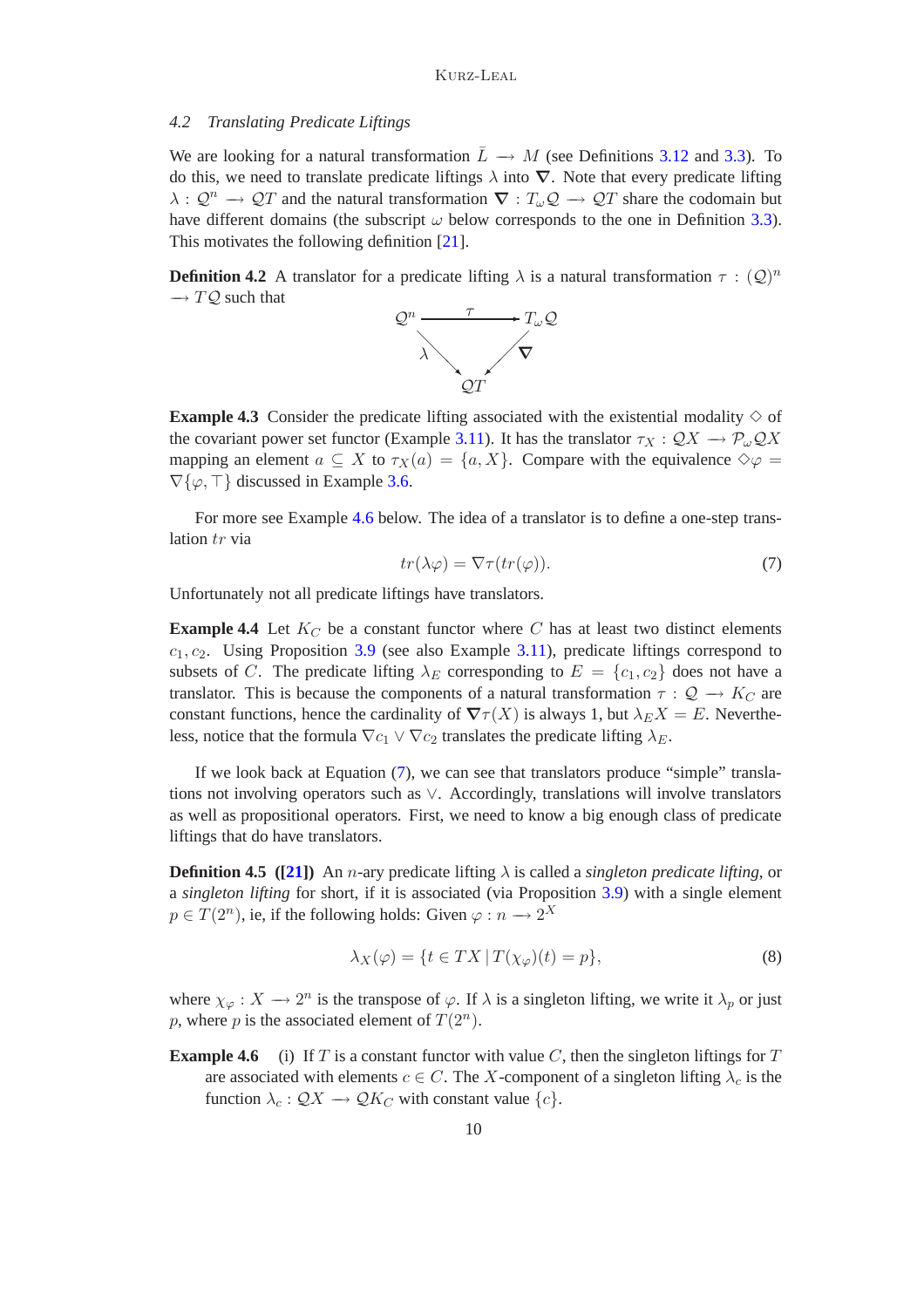### 4.2 Translating Predicate Liftings

We are looking for a natural transformation $\bar{L} \longrightarrow M$ (see Definitions 3.12 and 3.3). To do this, we need to translate predicate liftings $\lambda$ into $\boldsymbol{\nabla}$. Note that every predicate lifting $\lambda : \mathcal{Q}^n \longrightarrow \mathcal{Q}T$ and the natural transformation $\boldsymbol{\nabla} : T_\omega \mathcal{Q} \longrightarrow \mathcal{Q}T$ share the codomain but have different domains (the subscript $\omega$ below corresponds to the one in Definition 3.3). This motivates the following definition [21].

**Definition 4.2** A translator for a predicate lifting $\lambda$ is a natural transformation $\tau : (\mathcal{Q})^n \longrightarrow T\mathcal{Q}$ such that

$$
\begin{array}{ccc}
\mathcal{Q}^n & \xrightarrow{\ \tau\ } & T_\omega \mathcal{Q} \\
& {\scriptstyle \lambda} \searrow \quad \swarrow {\scriptstyle \boldsymbol{\nabla}} & \\
& \mathcal{Q}T &
\end{array}
$$

**Example 4.3** Consider the predicate lifting associated with the existential modality $\Diamond$ of the covariant power set functor (Example 3.11). It has the translator $\tau_X : \mathcal{Q}X \longrightarrow \mathcal{P}_\omega \mathcal{Q}X$ mapping an element $a \subseteq X$ to $\tau_X(a) = \{a, X\}$. Compare with the equivalence $\Diamond\varphi = \nabla\{\varphi, \top\}$ discussed in Example 3.6.

For more see Example 4.6 below. The idea of a translator is to define a one-step translation $tr$ via

$$
tr(\lambda\varphi) = \nabla\tau(tr(\varphi)). \tag{7}
$$

Unfortunately not all predicate liftings have translators.

**Example 4.4** Let $K_C$ be a constant functor where $C$ has at least two distinct elements $c_1, c_2$. Using Proposition 3.9 (see also Example 3.11), predicate liftings correspond to subsets of $C$. The predicate lifting $\lambda_E$ corresponding to $E = \{c_1, c_2\}$ does not have a translator. This is because the components of a natural transformation $\tau : \mathcal{Q} \longrightarrow K_C$ are constant functions, hence the cardinality of $\boldsymbol{\nabla}\tau(X)$ is always 1, but $\lambda_E X = E$. Nevertheless, notice that the formula $\nabla c_1 \vee \nabla c_2$ translates the predicate lifting $\lambda_E$.

If we look back at Equation (7), we can see that translators produce "simple" translations not involving operators such as $\vee$. Accordingly, translations will involve translators as well as propositional operators. First, we need to know a big enough class of predicate liftings that do have translators.

**Definition 4.5 ([21])** An $n$-ary predicate lifting $\lambda$ is called a *singleton predicate lifting*, or a *singleton lifting* for short, if it is associated (via Proposition 3.9) with a single element $p \in T(2^n)$, ie, if the following holds: Given $\varphi : n \longrightarrow 2^X$

$$
\lambda_X(\varphi) = \{t \in TX \mid T(\chi_\varphi)(t) = p\}, \tag{8}
$$

where $\chi_\varphi : X \longrightarrow 2^n$ is the transpose of $\varphi$. If $\lambda$ is a singleton lifting, we write it $\lambda_p$ or just $p$, where $p$ is the associated element of $T(2^n)$.

**Example 4.6** (i) If $T$ is a constant functor with value $C$, then the singleton liftings for $T$ are associated with elements $c \in C$. The $X$-component of a singleton lifting $\lambda_c$ is the function $\lambda_c : \mathcal{Q}X \longrightarrow \mathcal{Q}K_C$ with constant value $\{c\}$.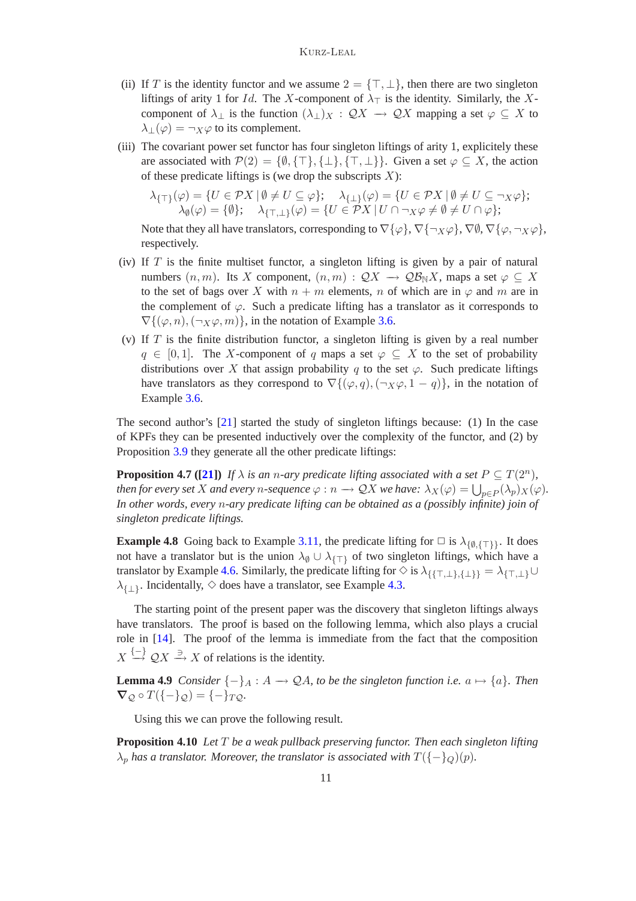(ii) If $T$ is the identity functor and we assume $2 = \{\top, \bot\}$, then there are two singleton liftings of arity 1 for $Id$. The $X$-component of $\lambda_\top$ is the identity. Similarly, the $X$-component of $\lambda_\bot$ is the function $(\lambda_\bot)_X : \mathcal{Q}X \longrightarrow \mathcal{Q}X$ mapping a set $\varphi \subseteq X$ to $\lambda_\bot(\varphi) = \neg_X \varphi$ to its complement.

(iii) The covariant power set functor has four singleton liftings of arity 1, explicitely these are associated with $\mathcal{P}(2) = \{\emptyset, \{\top\}, \{\bot\}, \{\top, \bot\}\}$. Given a set $\varphi \subseteq X$, the action of these predicate liftings is (we drop the subscripts $X$):

$$\lambda_{\{\top\}}(\varphi) = \{U \in \mathcal{P}X \mid \emptyset \neq U \subseteq \varphi\}; \quad \lambda_{\{\bot\}}(\varphi) = \{U \in \mathcal{P}X \mid \emptyset \neq U \subseteq \neg_X \varphi\};$$
$$\lambda_{\emptyset}(\varphi) = \{\emptyset\}; \quad \lambda_{\{\top,\bot\}}(\varphi) = \{U \in \mathcal{P}X \mid U \cap \neg_X \varphi \neq \emptyset \neq U \cap \varphi\};$$

Note that they all have translators, corresponding to $\nabla\{\varphi\}, \nabla\{\neg_X \varphi\}, \nabla\emptyset, \nabla\{\varphi, \neg_X \varphi\}$, respectively.

(iv) If $T$ is the finite multiset functor, a singleton lifting is given by a pair of natural numbers $(n, m)$. Its $X$ component, $(n, m) : \mathcal{Q}X \longrightarrow \mathcal{Q}\mathcal{B}_{\mathbb{N}}X$, maps a set $\varphi \subseteq X$ to the set of bags over $X$ with $n + m$ elements, $n$ of which are in $\varphi$ and $m$ are in the complement of $\varphi$. Such a predicate lifting has a translator as it corresponds to $\nabla\{(\varphi, n), (\neg_X \varphi, m)\}$, in the notation of Example 3.6.

(v) If $T$ is the finite distribution functor, a singleton lifting is given by a real number $q \in [0, 1]$. The $X$-component of $q$ maps a set $\varphi \subseteq X$ to the set of probability distributions over $X$ that assign probability $q$ to the set $\varphi$. Such predicate liftings have translators as they correspond to $\nabla\{(\varphi, q), (\neg_X \varphi, 1 - q)\}$, in the notation of Example 3.6.

The second author's [21] started the study of singleton liftings because: (1) In the case of KPFs they can be presented inductively over the complexity of the functor, and (2) by Proposition 3.9 they generate all the other predicate liftings:

**Proposition 4.7 ([21])** *If $\lambda$ is an $n$-ary predicate lifting associated with a set $P \subseteq T(2^n)$, then for every set $X$ and every $n$-sequence $\varphi : n \longrightarrow \mathcal{Q}X$ we have: $\lambda_X(\varphi) = \bigcup_{p \in P} (\lambda_p)_X(\varphi)$. In other words, every $n$-ary predicate lifting can be obtained as a (possibly infinite) join of singleton predicate liftings.*

**Example 4.8** Going back to Example 3.11, the predicate lifting for $\Box$ is $\lambda_{\{\emptyset, \{\top\}\}}$. It does not have a translator but is the union $\lambda_\emptyset \cup \lambda_{\{\top\}}$ of two singleton liftings, which have a translator by Example 4.6. Similarly, the predicate lifting for $\Diamond$ is $\lambda_{\{\{\top,\bot\},\{\bot\}\}} = \lambda_{\{\top,\bot\}} \cup \lambda_{\{\bot\}}$. Incidentally, $\Diamond$ does have a translator, see Example 4.3.

The starting point of the present paper was the discovery that singleton liftings always have translators. The proof is based on the following lemma, which also plays a crucial role in [14]. The proof of the lemma is immediate from the fact that the composition $X \stackrel{\{-\}}{\longrightarrow} \mathcal{Q}X \stackrel{\ni}{\longrightarrow} X$ of relations is the identity.

**Lemma 4.9** *Consider $\{-\}_A : A \longrightarrow \mathcal{Q}A$, to be the singleton function i.e. $a \mapsto \{a\}$. Then $\boldsymbol{\nabla}_{\mathcal{Q}} \circ T(\{-\}_{\mathcal{Q}}) = \{-\}_{T\mathcal{Q}}$.*

Using this we can prove the following result.

**Proposition 4.10** *Let $T$ be a weak pullback preserving functor. Then each singleton lifting $\lambda_p$ has a translator. Moreover, the translator is associated with $T(\{-\}_Q)(p)$.*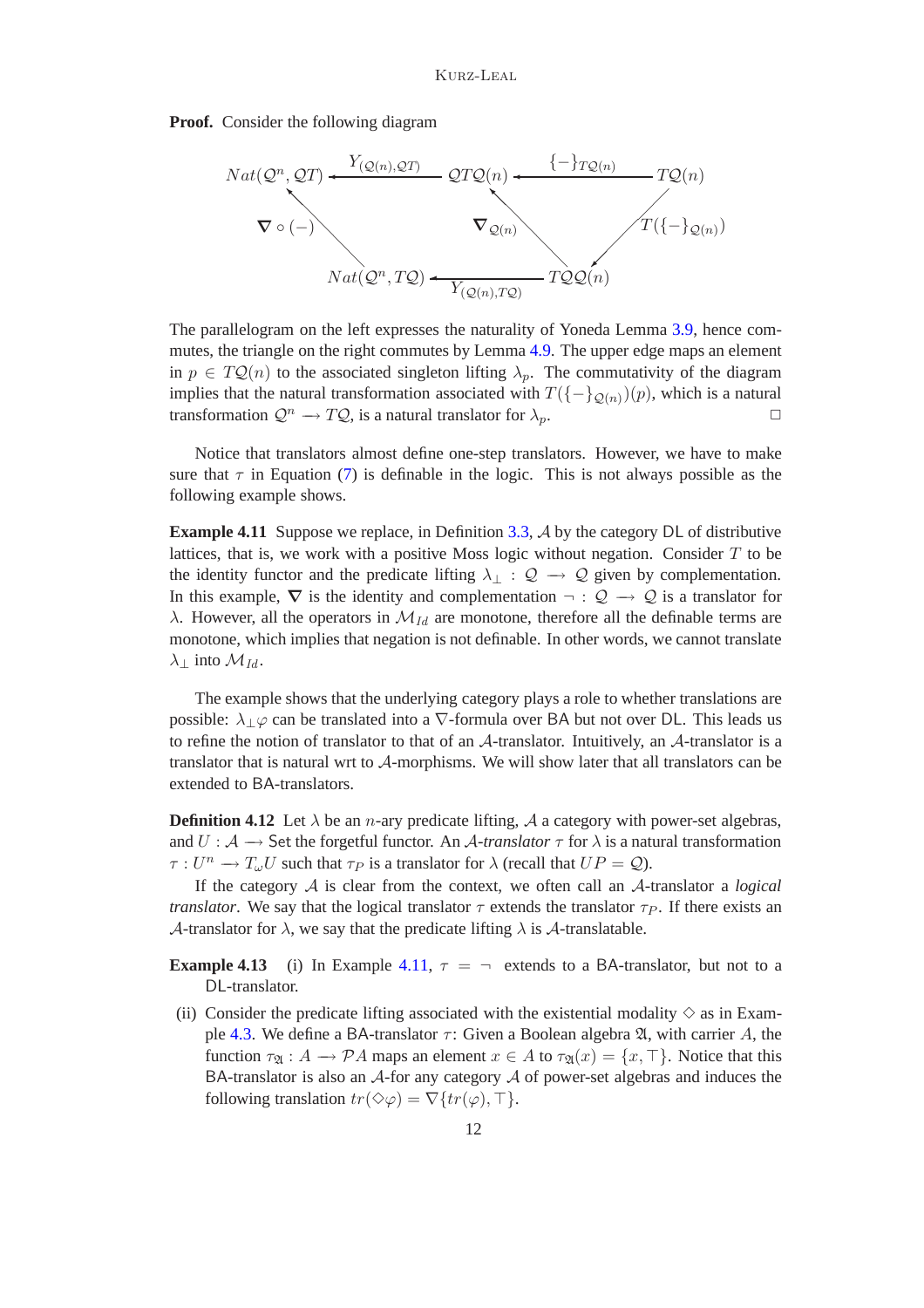**Proof.** Consider the following diagram

$$
\begin{array}{ccccc}
Nat(\mathcal{Q}^n, \mathcal{Q}T) & \xleftarrow{Y_{(\mathcal{Q}(n),\mathcal{Q}T)}} & \mathcal{Q}T\mathcal{Q}(n) & \xleftarrow{\{-\}_{T\mathcal{Q}(n)}} & T\mathcal{Q}(n) \\
\nwarrow {\scriptstyle \nabla \circ (-)} & & \nwarrow {\scriptstyle \nabla_{\mathcal{Q}(n)}} & & \swarrow {\scriptstyle T(\{-\}_{\mathcal{Q}(n)})} \\
& Nat(\mathcal{Q}^n, T\mathcal{Q}) & \xleftarrow{Y_{(\mathcal{Q}(n),T\mathcal{Q})}} & T\mathcal{Q}\mathcal{Q}(n) &
\end{array}
$$

The parallelogram on the left expresses the naturality of Yoneda Lemma 3.9, hence commutes, the triangle on the right commutes by Lemma 4.9. The upper edge maps an element in $p \in T\mathcal{Q}(n)$ to the associated singleton lifting $\lambda_p$. The commutativity of the diagram implies that the natural transformation associated with $T(\{-\}_{\mathcal{Q}(n)})(p)$, which is a natural transformation $\mathcal{Q}^n \longrightarrow T\mathcal{Q}$, is a natural translator for $\lambda_p$. □

Notice that translators almost define one-step translators. However, we have to make sure that $\tau$ in Equation (7) is definable in the logic. This is not always possible as the following example shows.

**Example 4.11** Suppose we replace, in Definition 3.3, $\mathcal{A}$ by the category DL of distributive lattices, that is, we work with a positive Moss logic without negation. Consider $T$ to be the identity functor and the predicate lifting $\lambda_\perp : \mathcal{Q} \longrightarrow \mathcal{Q}$ given by complementation. In this example, $\nabla$ is the identity and complementation $\neg : \mathcal{Q} \longrightarrow \mathcal{Q}$ is a translator for $\lambda$. However, all the operators in $\mathcal{M}_{Id}$ are monotone, therefore all the definable terms are monotone, which implies that negation is not definable. In other words, we cannot translate $\lambda_\perp$ into $\mathcal{M}_{Id}$.

The example shows that the underlying category plays a role to whether translations are possible: $\lambda_\perp\varphi$ can be translated into a $\nabla$-formula over BA but not over DL. This leads us to refine the notion of translator to that of an $\mathcal{A}$-translator. Intuitively, an $\mathcal{A}$-translator is a translator that is natural wrt to $\mathcal{A}$-morphisms. We will show later that all translators can be extended to BA-translators.

**Definition 4.12** Let $\lambda$ be an $n$-ary predicate lifting, $\mathcal{A}$ a category with power-set algebras, and $U : \mathcal{A} \longrightarrow$ Set the forgetful functor. An *$\mathcal{A}$-translator* $\tau$ for $\lambda$ is a natural transformation $\tau : U^n \longrightarrow T_\omega U$ such that $\tau_P$ is a translator for $\lambda$ (recall that $UP = \mathcal{Q}$).

If the category $\mathcal{A}$ is clear from the context, we often call an $\mathcal{A}$-translator a *logical translator*. We say that the logical translator $\tau$ extends the translator $\tau_P$. If there exists an $\mathcal{A}$-translator for $\lambda$, we say that the predicate lifting $\lambda$ is $\mathcal{A}$-translatable.

**Example 4.13** (i) In Example 4.11, $\tau = \neg$ extends to a BA-translator, but not to a DL-translator.

(ii) Consider the predicate lifting associated with the existential modality $\Diamond$ as in Example 4.3. We define a BA-translator $\tau$: Given a Boolean algebra $\mathfrak{A}$, with carrier $A$, the function $\tau_{\mathfrak{A}} : A \longrightarrow \mathcal{P}A$ maps an element $x \in A$ to $\tau_{\mathfrak{A}}(x) = \{x, \top\}$. Notice that this BA-translator is also an $\mathcal{A}$-for any category $\mathcal{A}$ of power-set algebras and induces the following translation $tr(\Diamond\varphi) = \nabla\{tr(\varphi), \top\}$.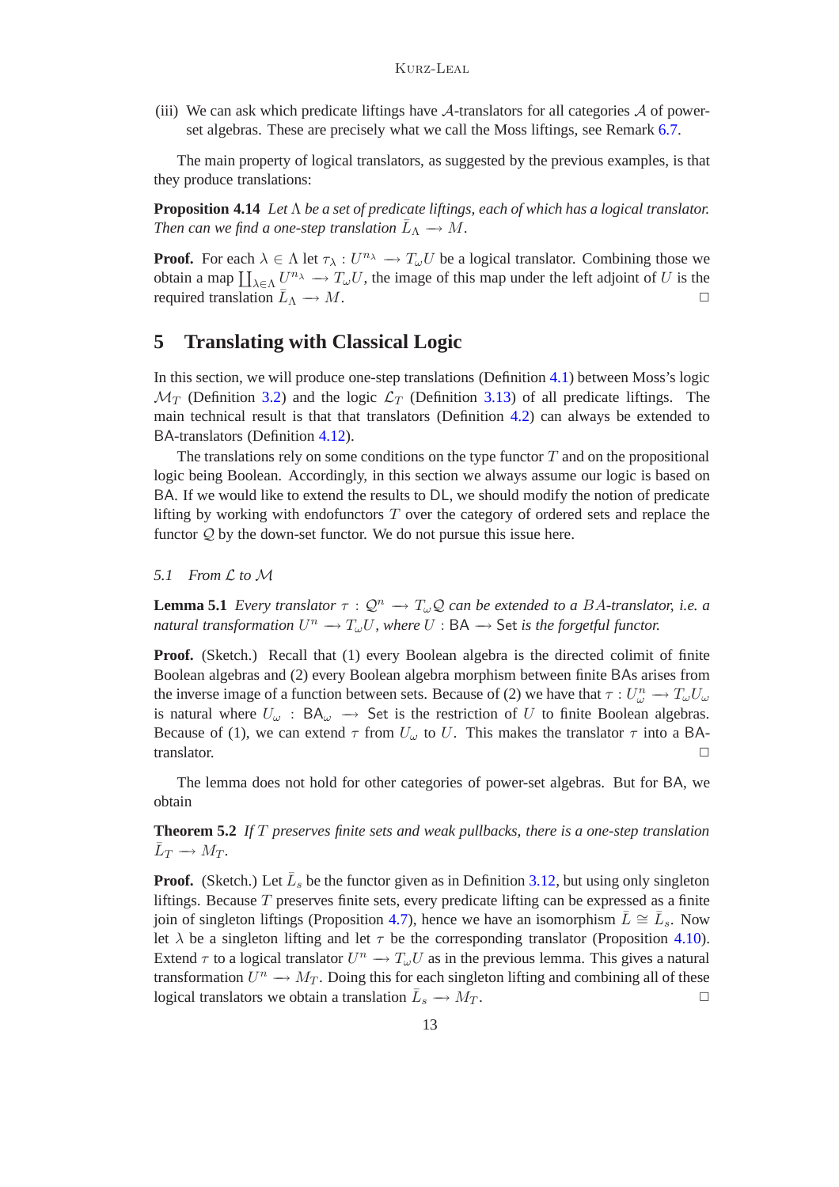(iii) We can ask which predicate liftings have $\mathcal{A}$-translators for all categories $\mathcal{A}$ of power-set algebras. These are precisely what we call the Moss liftings, see Remark 6.7.

The main property of logical translators, as suggested by the previous examples, is that they produce translations:

**Proposition 4.14** *Let $\Lambda$ be a set of predicate liftings, each of which has a logical translator. Then can we find a one-step translation $\bar{L}_\Lambda \longrightarrow M$.*

**Proof.** For each $\lambda \in \Lambda$ let $\tau_\lambda : U^{n_\lambda} \longrightarrow T_\omega U$ be a logical translator. Combining those we obtain a map $\coprod_{\lambda \in \Lambda} U^{n_\lambda} \longrightarrow T_\omega U$, the image of this map under the left adjoint of $U$ is the required translation $\bar{L}_\Lambda \longrightarrow M$. □

## 5 Translating with Classical Logic

In this section, we will produce one-step translations (Definition 4.1) between Moss's logic $\mathcal{M}_T$ (Definition 3.2) and the logic $\mathcal{L}_T$ (Definition 3.13) of all predicate liftings. The main technical result is that that translators (Definition 4.2) can always be extended to BA-translators (Definition 4.12).

The translations rely on some conditions on the type functor $T$ and on the propositional logic being Boolean. Accordingly, in this section we always assume our logic is based on BA. If we would like to extend the results to DL, we should modify the notion of predicate lifting by working with endofunctors $T$ over the category of ordered sets and replace the functor $\mathcal{Q}$ by the down-set functor. We do not pursue this issue here.

### 5.1 From $\mathcal{L}$ to $\mathcal{M}$

**Lemma 5.1** *Every translator $\tau : \mathcal{Q}^n \longrightarrow T_\omega \mathcal{Q}$ can be extended to a $BA$-translator, i.e. a natural transformation $U^n \longrightarrow T_\omega U$, where $U : \mathsf{BA} \longrightarrow \mathsf{Set}$ is the forgetful functor.*

**Proof.** (Sketch.) Recall that (1) every Boolean algebra is the directed colimit of finite Boolean algebras and (2) every Boolean algebra morphism between finite BAs arises from the inverse image of a function between sets. Because of (2) we have that $\tau : U_\omega^n \longrightarrow T_\omega U_\omega$ is natural where $U_\omega : \mathsf{BA}_\omega \longrightarrow \mathsf{Set}$ is the restriction of $U$ to finite Boolean algebras. Because of (1), we can extend $\tau$ from $U_\omega$ to $U$. This makes the translator $\tau$ into a BA-translator. □

The lemma does not hold for other categories of power-set algebras. But for BA, we obtain

**Theorem 5.2** *If $T$ preserves finite sets and weak pullbacks, there is a one-step translation $\bar{L}_T \longrightarrow M_T$.*

**Proof.** (Sketch.) Let $\bar{L}_s$ be the functor given as in Definition 3.12, but using only singleton liftings. Because $T$ preserves finite sets, every predicate lifting can be expressed as a finite join of singleton liftings (Proposition 4.7), hence we have an isomorphism $\bar{L} \cong \bar{L}_s$. Now let $\lambda$ be a singleton lifting and let $\tau$ be the corresponding translator (Proposition 4.10). Extend $\tau$ to a logical translator $U^n \longrightarrow T_\omega U$ as in the previous lemma. This gives a natural transformation $U^n \longrightarrow M_T$. Doing this for each singleton lifting and combining all of these logical translators we obtain a translation $\bar{L}_s \longrightarrow M_T$. □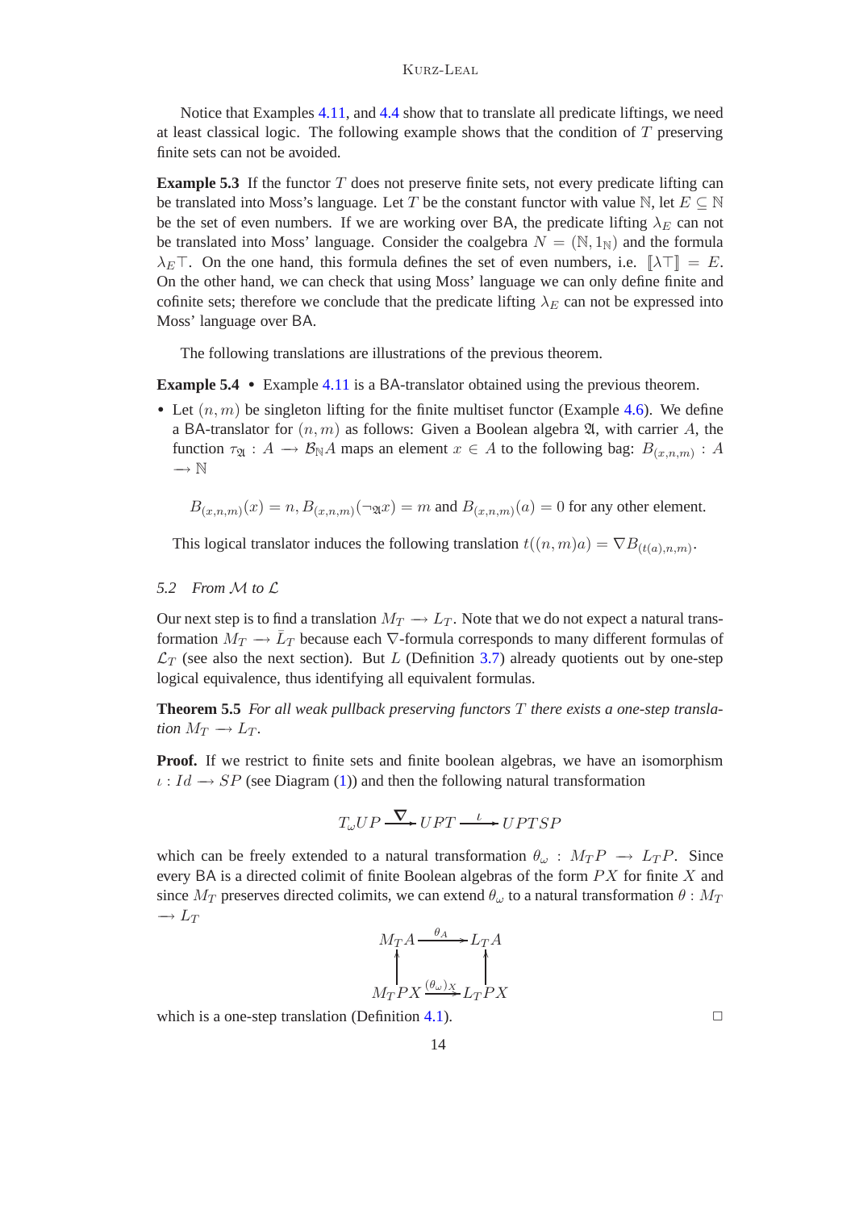Notice that Examples 4.11, and 4.4 show that to translate all predicate liftings, we need at least classical logic. The following example shows that the condition of $T$ preserving finite sets can not be avoided.

**Example 5.3** If the functor $T$ does not preserve finite sets, not every predicate lifting can be translated into Moss's language. Let $T$ be the constant functor with value $\mathbb{N}$, let $E \subseteq \mathbb{N}$ be the set of even numbers. If we are working over BA, the predicate lifting $\lambda_E$ can not be translated into Moss' language. Consider the coalgebra $N = (\mathbb{N}, 1_{\mathbb{N}})$ and the formula $\lambda_E \top$. On the one hand, this formula defines the set of even numbers, i.e. $[\![\lambda \top]\!] = E$. On the other hand, we can check that using Moss' language we can only define finite and cofinite sets; therefore we conclude that the predicate lifting $\lambda_E$ can not be expressed into Moss' language over BA.

The following translations are illustrations of the previous theorem.

**Example 5.4** • Example 4.11 is a BA-translator obtained using the previous theorem.

- Let $(n, m)$ be singleton lifting for the finite multiset functor (Example 4.6). We define a BA-translator for $(n, m)$ as follows: Given a Boolean algebra $\mathfrak{A}$, with carrier $A$, the function $\tau_{\mathfrak{A}} : A \longrightarrow \mathcal{B}_{\mathbb{N}} A$ maps an element $x \in A$ to the following bag: $B_{(x,n,m)} : A \longrightarrow \mathbb{N}$

  $$B_{(x,n,m)}(x) = n, B_{(x,n,m)}(\neg_{\mathfrak{A}} x) = m \text{ and } B_{(x,n,m)}(a) = 0 \text{ for any other element.}$$

  This logical translator induces the following translation $t((n, m)a) = \nabla B_{(t(a),n,m)}$.

### 5.2 From $\mathcal{M}$ to $\mathcal{L}$

Our next step is to find a translation $M_T \longrightarrow L_T$. Note that we do not expect a natural transformation $M_T \longrightarrow \bar{L}_T$ because each $\nabla$-formula corresponds to many different formulas of $\mathcal{L}_T$ (see also the next section). But $L$ (Definition 3.7) already quotients out by one-step logical equivalence, thus identifying all equivalent formulas.

**Theorem 5.5** *For all weak pullback preserving functors $T$ there exists a one-step translation $M_T \longrightarrow L_T$.*

**Proof.** If we restrict to finite sets and finite boolean algebras, we have an isomorphism $\iota : Id \longrightarrow SP$ (see Diagram (1)) and then the following natural transformation

$$T_\omega UP \xrightarrow{\nabla} UPT \xrightarrow{\iota} UPTSP$$

which can be freely extended to a natural transformation $\theta_\omega : M_T P \longrightarrow L_T P$. Since every BA is a directed colimit of finite Boolean algebras of the form $PX$ for finite $X$ and since $M_T$ preserves directed colimits, we can extend $\theta_\omega$ to a natural transformation $\theta : M_T \longrightarrow L_T$

$$\begin{array}{ccc}
M_T A & \xrightarrow{\theta_A} & L_T A \\
\uparrow & & \uparrow \\
M_T PX & \xrightarrow{(\theta_\omega)_X} & L_T PX
\end{array}$$

which is a one-step translation (Definition 4.1). □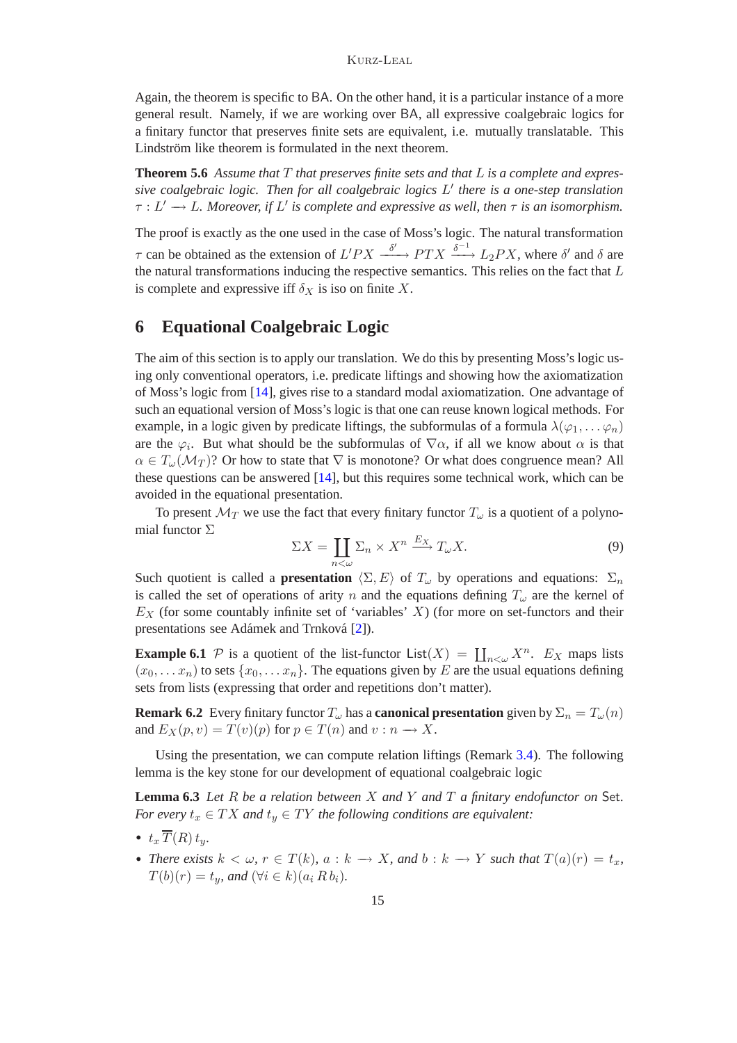Again, the theorem is specific to BA. On the other hand, it is a particular instance of a more general result. Namely, if we are working over BA, all expressive coalgebraic logics for a finitary functor that preserves finite sets are equivalent, i.e. mutually translatable. This Lindström like theorem is formulated in the next theorem.

**Theorem 5.6** *Assume that $T$ that preserves finite sets and that $L$ is a complete and expressive coalgebraic logic. Then for all coalgebraic logics $L'$ there is a one-step translation $\tau : L' \longrightarrow L$. Moreover, if $L'$ is complete and expressive as well, then $\tau$ is an isomorphism.*

The proof is exactly as the one used in the case of Moss's logic. The natural transformation $\tau$ can be obtained as the extension of $L'PX \xrightarrow{\delta'} PTX \xrightarrow{\delta^{-1}} L_2PX$, where $\delta'$ and $\delta$ are the natural transformations inducing the respective semantics. This relies on the fact that $L$ is complete and expressive iff $\delta_X$ is iso on finite $X$.

## 6 Equational Coalgebraic Logic

The aim of this section is to apply our translation. We do this by presenting Moss's logic using only conventional operators, i.e. predicate liftings and showing how the axiomatization of Moss's logic from [14], gives rise to a standard modal axiomatization. One advantage of such an equational version of Moss's logic is that one can reuse known logical methods. For example, in a logic given by predicate liftings, the subformulas of a formula $\lambda(\varphi_1, \dots \varphi_n)$ are the $\varphi_i$. But what should be the subformulas of $\nabla\alpha$, if all we know about $\alpha$ is that $\alpha \in T_\omega(\mathcal{M}_T)$? Or how to state that $\nabla$ is monotone? Or what does congruence mean? All these questions can be answered [14], but this requires some technical work, which can be avoided in the equational presentation.

To present $\mathcal{M}_T$ we use the fact that every finitary functor $T_\omega$ is a quotient of a polynomial functor $\Sigma$

$$\Sigma X = \coprod_{n<\omega} \Sigma_n \times X^n \xrightarrow{E_X} T_\omega X. \tag{9}$$

Such quotient is called a **presentation** $\langle \Sigma, E \rangle$ of $T_\omega$ by operations and equations: $\Sigma_n$ is called the set of operations of arity $n$ and the equations defining $T_\omega$ are the kernel of $E_X$ (for some countably infinite set of 'variables' $X$) (for more on set-functors and their presentations see Adámek and Trnková [2]).

**Example 6.1** $\mathcal{P}$ is a quotient of the list-functor $\mathsf{List}(X) = \coprod_{n<\omega} X^n$. $E_X$ maps lists $(x_0, \dots x_n)$ to sets $\{x_0, \dots x_n\}$. The equations given by $E$ are the usual equations defining sets from lists (expressing that order and repetitions don't matter).

**Remark 6.2** Every finitary functor $T_\omega$ has a **canonical presentation** given by $\Sigma_n = T_\omega(n)$ and $E_X(p, v) = T(v)(p)$ for $p \in T(n)$ and $v : n \longrightarrow X$.

Using the presentation, we can compute relation liftings (Remark 3.4). The following lemma is the key stone for our development of equational coalgebraic logic

**Lemma 6.3** *Let $R$ be a relation between $X$ and $Y$ and $T$ a finitary endofunctor on* Set*. For every $t_x \in TX$ and $t_y \in TY$ the following conditions are equivalent:*

- *$t_x\,\overline{T}(R)\,t_y$.*
- *There exists $k < \omega$, $r \in T(k)$, $a : k \longrightarrow X$, and $b : k \longrightarrow Y$ such that $T(a)(r) = t_x$, $T(b)(r) = t_y$, and $(\forall i \in k)(a_i\, R\, b_i)$.*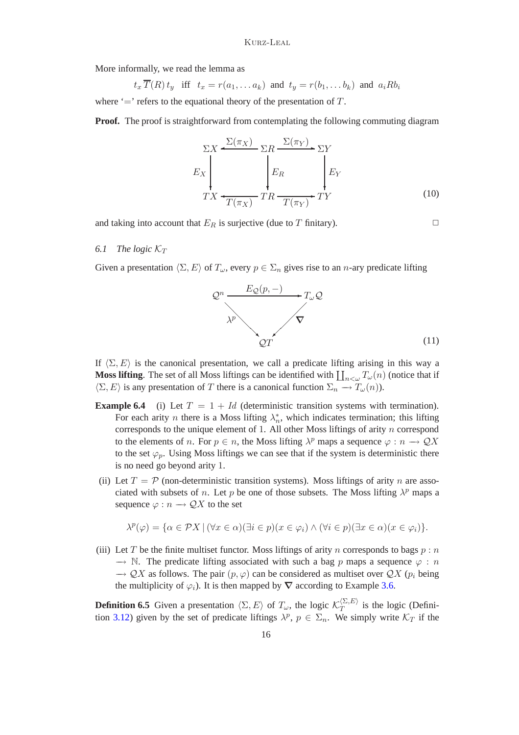More informally, we read the lemma as

$$t_x \,\overline{T}(R)\, t_y \quad \text{iff} \quad t_x = r(a_1, \ldots a_k) \;\text{ and }\; t_y = r(b_1, \ldots b_k) \;\text{ and }\; a_i R b_i$$

where '$=$' refers to the equational theory of the presentation of $T$.

**Proof.** The proof is straightforward from contemplating the following commuting diagram

$$\begin{array}{ccccc} \Sigma X & \xleftarrow{\Sigma(\pi_X)} & \Sigma R & \xrightarrow{\Sigma(\pi_Y)} & \Sigma Y \\ \downarrow E_X & & \downarrow E_R & & \downarrow E_Y \\ TX & \xleftarrow[T(\pi_X)]{} & TR & \xrightarrow[T(\pi_Y)]{} & TY \end{array} \tag{10}$$

and taking into account that $E_R$ is surjective (due to $T$ finitary). □

### 6.1 *The logic $\mathcal{K}_T$*

Given a presentation $\langle \Sigma, E\rangle$ of $T_\omega$, every $p \in \Sigma_n$ gives rise to an $n$-ary predicate lifting

$$\begin{array}{ccc} \mathcal{Q}^n & \xrightarrow{E_{\mathcal{Q}}(p,-)} & T_\omega \mathcal{Q} \\ & \searrow^{\lambda^p} \quad \swarrow_{\nabla} & \\ & \mathcal{Q}T & \end{array} \tag{11}$$

If $\langle \Sigma, E\rangle$ is the canonical presentation, we call a predicate lifting arising in this way a **Moss lifting**. The set of all Moss liftings can be identified with $\coprod_{n<\omega} T_\omega(n)$ (notice that if $\langle \Sigma, E\rangle$ is any presentation of $T$ there is a canonical function $\Sigma_n \longrightarrow T_\omega(n)$).

**Example 6.4** (i) Let $T = 1 + Id$ (deterministic transition systems with termination). For each arity $n$ there is a Moss lifting $\lambda^*_n$, which indicates termination; this lifting corresponds to the unique element of 1. All other Moss liftings of arity $n$ correspond to the elements of $n$. For $p \in n$, the Moss lifting $\lambda^p$ maps a sequence $\varphi : n \longrightarrow \mathcal{Q}X$ to the set $\varphi_p$. Using Moss liftings we can see that if the system is deterministic there is no need go beyond arity 1.

(ii) Let $T = \mathcal{P}$ (non-deterministic transition systems). Moss liftings of arity $n$ are associated with subsets of $n$. Let $p$ be one of those subsets. The Moss lifting $\lambda^p$ maps a sequence $\varphi : n \longrightarrow \mathcal{Q}X$ to the set

$$\lambda^p(\varphi) = \{\alpha \in \mathcal{P}X \mid (\forall x \in \alpha)(\exists i \in p)(x \in \varphi_i) \wedge (\forall i \in p)(\exists x \in \alpha)(x \in \varphi_i)\}.$$

(iii) Let $T$ be the finite multiset functor. Moss liftings of arity $n$ corresponds to bags $p : n \longrightarrow \mathbb{N}$. The predicate lifting associated with such a bag $p$ maps a sequence $\varphi : n \longrightarrow \mathcal{Q}X$ as follows. The pair $(p, \varphi)$ can be considered as multiset over $\mathcal{Q}X$ ($p_i$ being the multiplicity of $\varphi_i$). It is then mapped by $\nabla$ according to Example 3.6.

**Definition 6.5** Given a presentation $\langle \Sigma, E\rangle$ of $T_\omega$, the logic $\mathcal{K}_T^{\langle \Sigma, E\rangle}$ is the logic (Definition 3.12) given by the set of predicate liftings $\lambda^p$, $p \in \Sigma_n$. We simply write $\mathcal{K}_T$ if the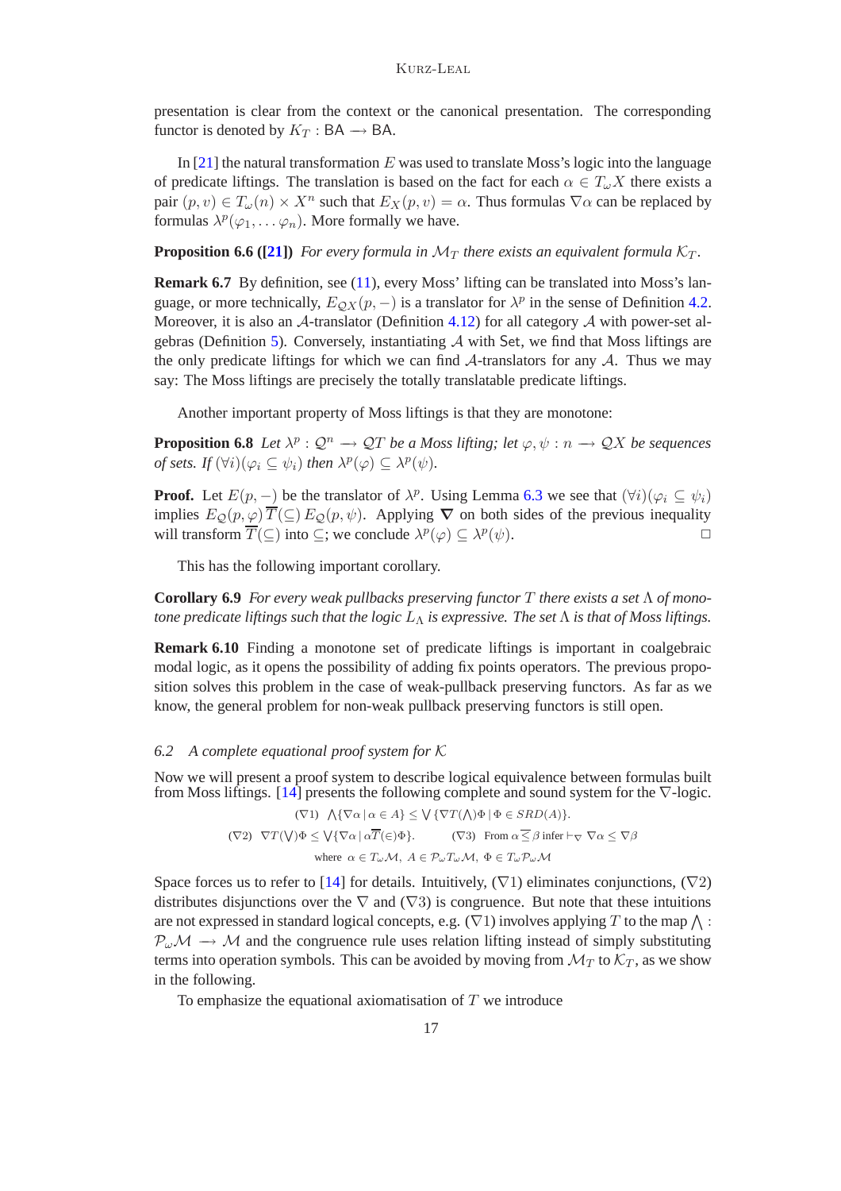presentation is clear from the context or the canonical presentation. The corresponding functor is denoted by $K_T : \mathsf{BA} \longrightarrow \mathsf{BA}$.

In [21] the natural transformation $E$ was used to translate Moss's logic into the language of predicate liftings. The translation is based on the fact for each $\alpha \in T_\omega X$ there exists a pair $(p, v) \in T_\omega(n) \times X^n$ such that $E_X(p, v) = \alpha$. Thus formulas $\nabla\alpha$ can be replaced by formulas $\lambda^p(\varphi_1, \ldots \varphi_n)$. More formally we have.

**Proposition 6.6 ([21])** *For every formula in $\mathcal{M}_T$ there exists an equivalent formula $\mathcal{K}_T$.*

**Remark 6.7** By definition, see (11), every Moss' lifting can be translated into Moss's language, or more technically, $E_{\mathcal{Q}X}(p, -)$ is a translator for $\lambda^p$ in the sense of Definition 4.2. Moreover, it is also an $\mathcal{A}$-translator (Definition 4.12) for all category $\mathcal{A}$ with power-set algebras (Definition 5). Conversely, instantiating $\mathcal{A}$ with Set, we find that Moss liftings are the only predicate liftings for which we can find $\mathcal{A}$-translators for any $\mathcal{A}$. Thus we may say: The Moss liftings are precisely the totally translatable predicate liftings.

Another important property of Moss liftings is that they are monotone:

**Proposition 6.8** *Let $\lambda^p : \mathcal{Q}^n \longrightarrow \mathcal{Q}T$ be a Moss lifting; let $\varphi, \psi : n \longrightarrow \mathcal{Q}X$ be sequences of sets. If $(\forall i)(\varphi_i \subseteq \psi_i)$ then $\lambda^p(\varphi) \subseteq \lambda^p(\psi)$.*

**Proof.** Let $E(p, -)$ be the translator of $\lambda^p$. Using Lemma 6.3 we see that $(\forall i)(\varphi_i \subseteq \psi_i)$ implies $E_{\mathcal{Q}}(p, \varphi)\, \overline{T}(\subseteq)\, E_{\mathcal{Q}}(p, \psi)$. Applying $\boldsymbol{\nabla}$ on both sides of the previous inequality will transform $\overline{T}(\subseteq)$ into $\subseteq$; we conclude $\lambda^p(\varphi) \subseteq \lambda^p(\psi)$. □

This has the following important corollary.

**Corollary 6.9** *For every weak pullbacks preserving functor $T$ there exists a set $\Lambda$ of monotone predicate liftings such that the logic $L_\Lambda$ is expressive. The set $\Lambda$ is that of Moss liftings.*

**Remark 6.10** Finding a monotone set of predicate liftings is important in coalgebraic modal logic, as it opens the possibility of adding fix points operators. The previous proposition solves this problem in the case of weak-pullback preserving functors. As far as we know, the general problem for non-weak pullback preserving functors is still open.

### *6.2 A complete equational proof system for $\mathcal{K}$*

Now we will present a proof system to describe logical equivalence between formulas built from Moss liftings. [14] presents the following complete and sound system for the $\nabla$-logic.

$$(\nabla 1)\quad \bigwedge\{\nabla\alpha \mid \alpha \in A\} \leq \bigvee\{\nabla T(\bigwedge)\Phi \mid \Phi \in SRD(A)\}.$$

$$(\nabla 2)\quad \nabla T(\bigvee)\Phi \leq \bigvee\{\nabla\alpha \mid \alpha\overline{T}(\in)\Phi\}. \qquad (\nabla 3)\quad \text{From } \alpha\,\overline{\leq}\,\beta \text{ infer} \vdash_\nabla \nabla\alpha \leq \nabla\beta$$

$$\text{where } \alpha \in T_\omega\mathcal{M},\ A \in \mathcal{P}_\omega T_\omega\mathcal{M},\ \Phi \in T_\omega\mathcal{P}_\omega\mathcal{M}$$

Space forces us to refer to [14] for details. Intuitively, $(\nabla 1)$ eliminates conjunctions, $(\nabla 2)$ distributes disjunctions over the $\nabla$ and $(\nabla 3)$ is congruence. But note that these intuitions are not expressed in standard logical concepts, e.g. $(\nabla 1)$ involves applying $T$ to the map $\bigwedge : \mathcal{P}_\omega\mathcal{M} \longrightarrow \mathcal{M}$ and the congruence rule uses relation lifting instead of simply substituting terms into operation symbols. This can be avoided by moving from $\mathcal{M}_T$ to $\mathcal{K}_T$, as we show in the following.

To emphasize the equational axiomatisation of $T$ we introduce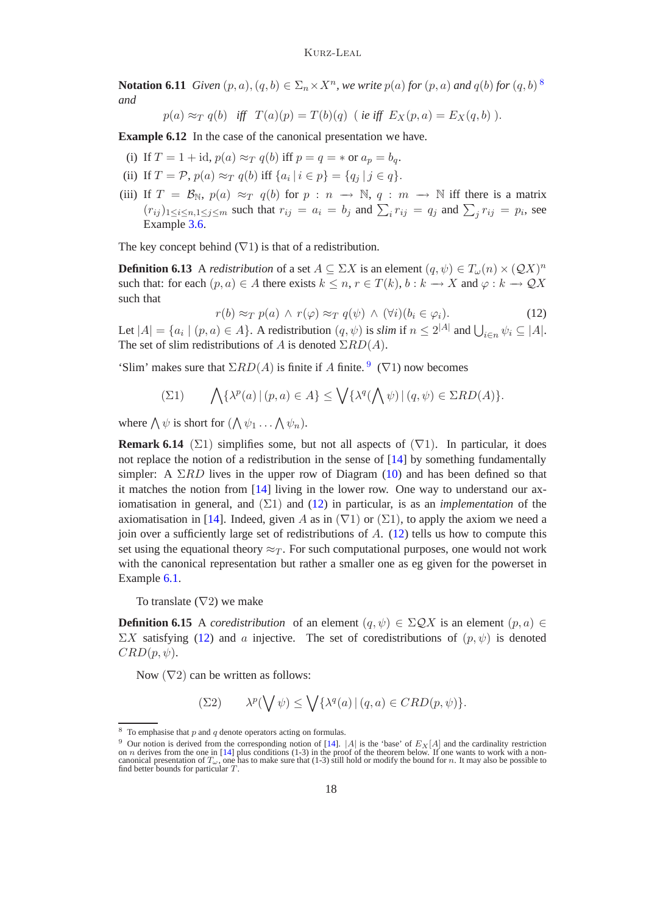**Notation 6.11** *Given $(p, a), (q, b) \in \Sigma_n \times X^n$, we write $p(a)$ for $(p, a)$ and $q(b)$ for $(q, b)$* [8] *and*

$$p(a) \approx_T q(b) \quad \textit{iff} \quad T(a)(p) = T(b)(q) \;\; (\textit{ ie iff } \; E_X(p, a) = E_X(q, b) \;).$$

**Example 6.12** In the case of the canonical presentation we have.

- (i) If $T = 1 + \mathrm{id}$, $p(a) \approx_T q(b)$ iff $p = q = *$ or $a_p = b_q$.
- (ii) If $T = \mathcal{P}$, $p(a) \approx_T q(b)$ iff $\{a_i \,|\, i \in p\} = \{q_j \,|\, j \in q\}$.
- (iii) If $T = \mathcal{B}_{\mathbb{N}}$, $p(a) \approx_T q(b)$ for $p : n \longrightarrow \mathbb{N}$, $q : m \longrightarrow \mathbb{N}$ iff there is a matrix $(r_{ij})_{1 \le i \le n, 1 \le j \le m}$ such that $r_{ij} = a_i = b_j$ and $\sum_i r_{ij} = q_j$ and $\sum_j r_{ij} = p_i$, see Example 3.6.

The key concept behind $(\nabla 1)$ is that of a redistribution.

**Definition 6.13** A *redistribution* of a set $A \subseteq \Sigma X$ is an element $(q, \psi) \in T_\omega(n) \times (\mathcal{Q}X)^n$ such that: for each $(p, a) \in A$ there exists $k \le n$, $r \in T(k)$, $b : k \longrightarrow X$ and $\varphi : k \longrightarrow \mathcal{Q}X$ such that

$$r(b) \approx_T p(a) \;\wedge\; r(\varphi) \approx_T q(\psi) \;\wedge\; (\forall i)(b_i \in \varphi_i). \tag{12}$$

Let $|A| = \{a_i \mid (p, a) \in A\}$. A redistribution $(q, \psi)$ is *slim* if $n \le 2^{|A|}$ and $\bigcup_{i \in n} \psi_i \subseteq |A|$. The set of slim redistributions of $A$ is denoted $\Sigma RD(A)$.

'Slim' makes sure that $\Sigma RD(A)$ is finite if $A$ finite. [9] $(\nabla 1)$ now becomes

$$(\Sigma 1) \qquad \bigwedge \{\lambda^p(a) \,|\, (p, a) \in A\} \le \bigvee \{\lambda^q(\bigwedge \psi) \,|\, (q, \psi) \in \Sigma RD(A)\}.$$

where $\bigwedge \psi$ is short for $(\bigwedge \psi_1 \ldots \bigwedge \psi_n)$.

**Remark 6.14** $(\Sigma 1)$ simplifies some, but not all aspects of $(\nabla 1)$. In particular, it does not replace the notion of a redistribution in the sense of [14] by something fundamentally simpler: A $\Sigma RD$ lives in the upper row of Diagram (10) and has been defined so that it matches the notion from [14] living in the lower row. One way to understand our axiomatisation in general, and $(\Sigma 1)$ and (12) in particular, is as an *implementation* of the axiomatisation in [14]. Indeed, given $A$ as in $(\nabla 1)$ or $(\Sigma 1)$, to apply the axiom we need a join over a sufficiently large set of redistributions of $A$. (12) tells us how to compute this set using the equational theory $\approx_T$. For such computational purposes, one would not work with the canonical representation but rather a smaller one as eg given for the powerset in Example 6.1.

To translate $(\nabla 2)$ we make

**Definition 6.15** A *coredistribution* of an element $(q, \psi) \in \Sigma \mathcal{Q}X$ is an element $(p, a) \in \Sigma X$ satisfying (12) and $a$ injective. The set of coredistributions of $(p, \psi)$ is denoted $CRD(p, \psi)$.

Now $(\nabla 2)$ can be written as follows:

$$(\Sigma 2) \qquad \lambda^p(\bigvee \psi) \le \bigvee \{\lambda^q(a) \,|\, (q, a) \in CRD(p, \psi)\}.$$

---

[8] To emphasise that $p$ and $q$ denote operators acting on formulas.

[9] Our notion is derived from the corresponding notion of [14]. $|A|$ is the 'base' of $E_X[A]$ and the cardinality restriction on $n$ derives from the one in [14] plus conditions (1-3) in the proof of the theorem below. If one wants to work with a non-canonical presentation of $T_\omega$, one has to make sure that (1-3) still hold or modify the bound for $n$. It may also be possible to find better bounds for particular $T$.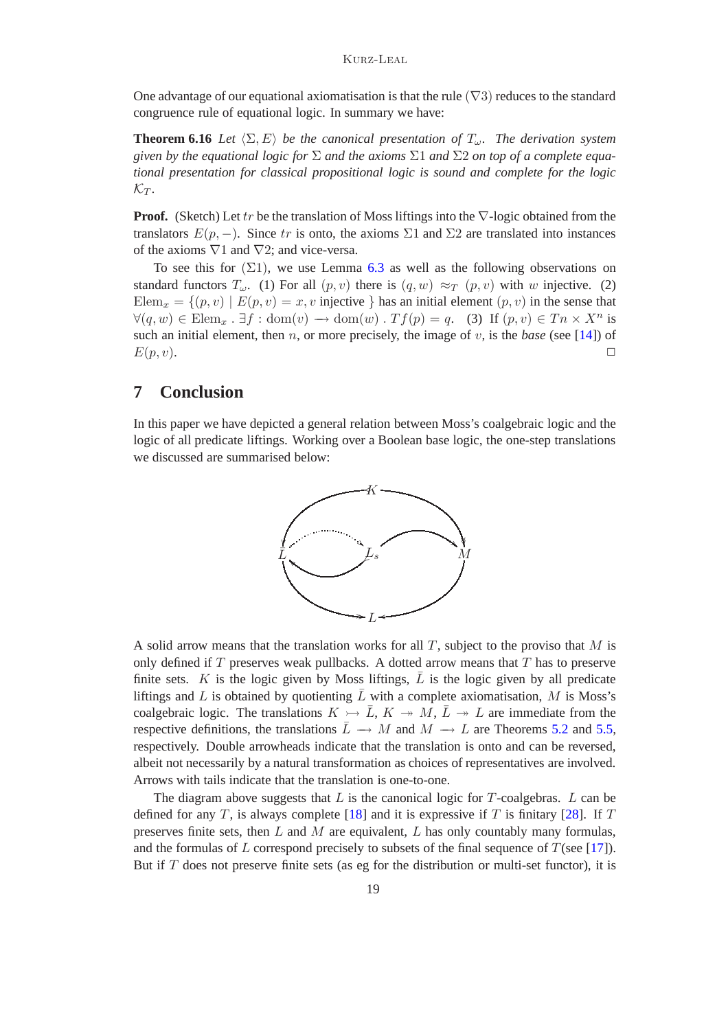One advantage of our equational axiomatisation is that the rule $(\nabla 3)$ reduces to the standard congruence rule of equational logic. In summary we have:

**Theorem 6.16** *Let $\langle \Sigma, E\rangle$ be the canonical presentation of $T_\omega$. The derivation system given by the equational logic for $\Sigma$ and the axioms $\Sigma 1$ and $\Sigma 2$ on top of a complete equational presentation for classical propositional logic is sound and complete for the logic $\mathcal{K}_T$.*

**Proof.** (Sketch) Let $tr$ be the translation of Moss liftings into the $\nabla$-logic obtained from the translators $E(p, -)$. Since $tr$ is onto, the axioms $\Sigma 1$ and $\Sigma 2$ are translated into instances of the axioms $\nabla 1$ and $\nabla 2$; and vice-versa.

To see this for $(\Sigma 1)$, we use Lemma 6.3 as well as the following observations on standard functors $T_\omega$. (1) For all $(p, v)$ there is $(q, w) \approx_T (p, v)$ with $w$ injective. (2) $\mathrm{Elem}_x = \{(p, v) \mid E(p, v) = x, v \text{ injective }\}$ has an initial element $(p, v)$ in the sense that $\forall (q, w) \in \mathrm{Elem}_x \,.\, \exists f : \mathrm{dom}(v) \longrightarrow \mathrm{dom}(w) \,.\, Tf(p) = q$. (3) If $(p, v) \in Tn \times X^n$ is such an initial element, then $n$, or more precisely, the image of $v$, is the *base* (see [14]) of $E(p, v)$. □

## 7 Conclusion

In this paper we have depicted a general relation between Moss's coalgebraic logic and the logic of all predicate liftings. Working over a Boolean base logic, the one-step translations we discussed are summarised below:

$$
\begin{array}{ccccc}
 & & K & & \\
\bar{L} & \cdots\to & L_s & \to & M \\
 & & L & &
\end{array}
$$

A solid arrow means that the translation works for all $T$, subject to the proviso that $M$ is only defined if $T$ preserves weak pullbacks. A dotted arrow means that $T$ has to preserve finite sets. $K$ is the logic given by Moss liftings, $\bar{L}$ is the logic given by all predicate liftings and $L$ is obtained by quotienting $\bar{L}$ with a complete axiomatisation, $M$ is Moss's coalgebraic logic. The translations $K \rightarrowtail \bar{L}$, $K \twoheadrightarrow M$, $\bar{L} \twoheadrightarrow L$ are immediate from the respective definitions, the translations $\bar{L} \longrightarrow M$ and $M \longrightarrow L$ are Theorems 5.2 and 5.5, respectively. Double arrowheads indicate that the translation is onto and can be reversed, albeit not necessarily by a natural transformation as choices of representatives are involved. Arrows with tails indicate that the translation is one-to-one.

The diagram above suggests that $L$ is the canonical logic for $T$-coalgebras. $L$ can be defined for any $T$, is always complete [18] and it is expressive if $T$ is finitary [28]. If $T$ preserves finite sets, then $L$ and $M$ are equivalent, $L$ has only countably many formulas, and the formulas of $L$ correspond precisely to subsets of the final sequence of $T$(see [17]). But if $T$ does not preserve finite sets (as eg for the distribution or multi-set functor), it is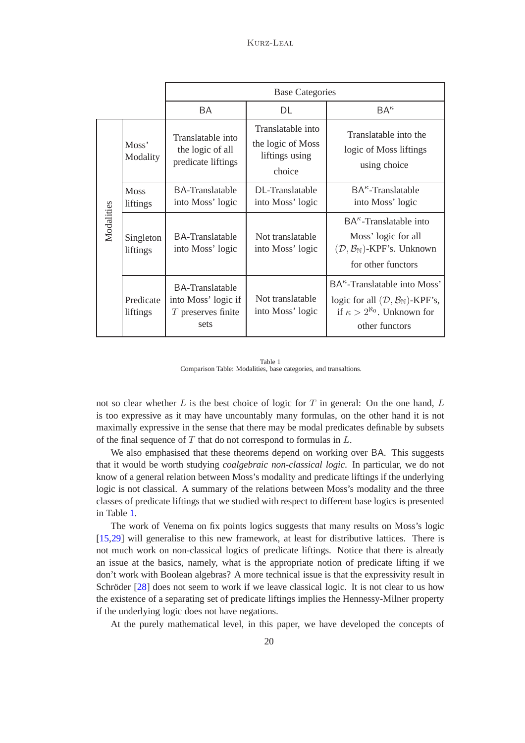| Modalities | | Base Categories | | |
|---|---|---|---|---|
| | | BA | DL | $\mathsf{BA}^\kappa$ |
| Modalities | Moss' Modality | Translatable into the logic of all predicate liftings | Translatable into the logic of Moss liftings using choice | Translatable into the logic of Moss liftings using choice |
| | Moss liftings | BA-Translatable into Moss' logic | DL-Translatable into Moss' logic | $\mathsf{BA}^\kappa$-Translatable into Moss' logic |
| | Singleton liftings | BA-Translatable into Moss' logic | Not translatable into Moss' logic | $\mathsf{BA}^\kappa$-Translatable into Moss' logic for all $(\mathcal{D}, \mathcal{B}_\mathbb{N})$-KPF's. Unknown for other functors |
| | Predicate liftings | BA-Translatable into Moss' logic if $T$ preserves finite sets | Not translatable into Moss' logic | $\mathsf{BA}^\kappa$-Translatable into Moss' logic for all $(\mathcal{D}, \mathcal{B}_\mathbb{N})$-KPF's, if $\kappa > 2^{\aleph_0}$. Unknown for other functors |

Table 1
Comparison Table: Modalities, base categories, and transaltions.

not so clear whether $L$ is the best choice of logic for $T$ in general: On the one hand, $L$ is too expressive as it may have uncountably many formulas, on the other hand it is not maximally expressive in the sense that there may be modal predicates definable by subsets of the final sequence of $T$ that do not correspond to formulas in $L$.

We also emphasised that these theorems depend on working over BA. This suggests that it would be worth studying *coalgebraic non-classical logic*. In particular, we do not know of a general relation between Moss's modality and predicate liftings if the underlying logic is not classical. A summary of the relations between Moss's modality and the three classes of predicate liftings that we studied with respect to different base logics is presented in Table 1.

The work of Venema on fix points logics suggests that many results on Moss's logic [15,29] will generalise to this new framework, at least for distributive lattices. There is not much work on non-classical logics of predicate liftings. Notice that there is already an issue at the basics, namely, what is the appropriate notion of predicate lifting if we don't work with Boolean algebras? A more technical issue is that the expressivity result in Schröder [28] does not seem to work if we leave classical logic. It is not clear to us how the existence of a separating set of predicate liftings implies the Hennessy-Milner property if the underlying logic does not have negations.

At the purely mathematical level, in this paper, we have developed the concepts of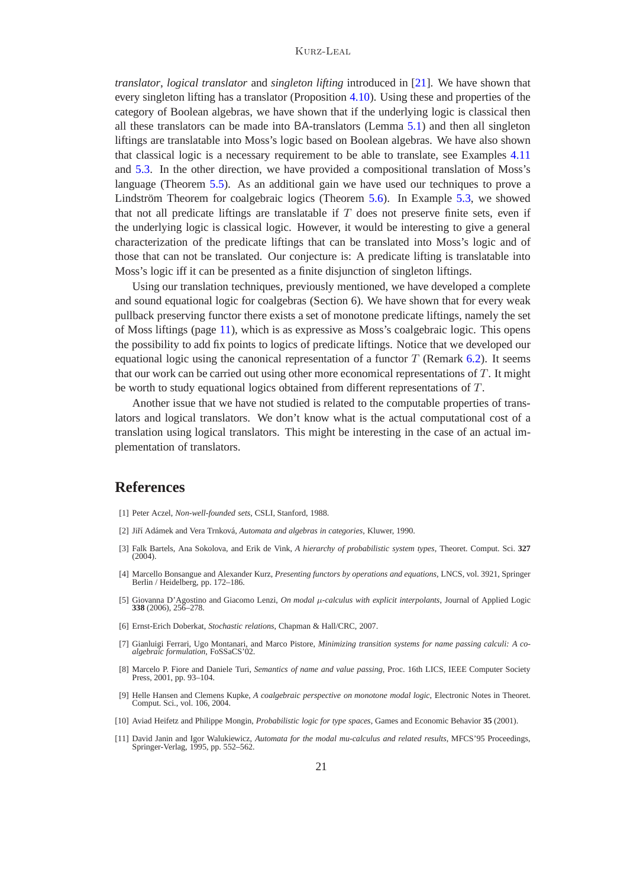*translator*, *logical translator* and *singleton lifting* introduced in [21]. We have shown that every singleton lifting has a translator (Proposition 4.10). Using these and properties of the category of Boolean algebras, we have shown that if the underlying logic is classical then all these translators can be made into BA-translators (Lemma 5.1) and then all singleton liftings are translatable into Moss's logic based on Boolean algebras. We have also shown that classical logic is a necessary requirement to be able to translate, see Examples 4.11 and 5.3. In the other direction, we have provided a compositional translation of Moss's language (Theorem 5.5). As an additional gain we have used our techniques to prove a Lindström Theorem for coalgebraic logics (Theorem 5.6). In Example 5.3, we showed that not all predicate liftings are translatable if $T$ does not preserve finite sets, even if the underlying logic is classical logic. However, it would be interesting to give a general characterization of the predicate liftings that can be translated into Moss's logic and of those that can not be translated. Our conjecture is: A predicate lifting is translatable into Moss's logic iff it can be presented as a finite disjunction of singleton liftings.

Using our translation techniques, previously mentioned, we have developed a complete and sound equational logic for coalgebras (Section 6). We have shown that for every weak pullback preserving functor there exists a set of monotone predicate liftings, namely the set of Moss liftings (page 11), which is as expressive as Moss's coalgebraic logic. This opens the possibility to add fix points to logics of predicate liftings. Notice that we developed our equational logic using the canonical representation of a functor $T$ (Remark 6.2). It seems that our work can be carried out using other more economical representations of $T$. It might be worth to study equational logics obtained from different representations of $T$.

Another issue that we have not studied is related to the computable properties of translators and logical translators. We don't know what is the actual computational cost of a translation using logical translators. This might be interesting in the case of an actual implementation of translators.

## References

[1] Peter Aczel, *Non-well-founded sets*, CSLI, Stanford, 1988.

[2] Jiří Adámek and Vera Trnková, *Automata and algebras in categories*, Kluwer, 1990.

[3] Falk Bartels, Ana Sokolova, and Erik de Vink, *A hierarchy of probabilistic system types*, Theoret. Comput. Sci. **327** (2004).

[4] Marcello Bonsangue and Alexander Kurz, *Presenting functors by operations and equations*, LNCS, vol. 3921, Springer Berlin / Heidelberg, pp. 172–186.

[5] Giovanna D'Agostino and Giacomo Lenzi, *On modal $\mu$-calculus with explicit interpolants*, Journal of Applied Logic **338** (2006), 256–278.

[6] Ernst-Erich Doberkat, *Stochastic relations*, Chapman & Hall/CRC, 2007.

[7] Gianluigi Ferrari, Ugo Montanari, and Marco Pistore, *Minimizing transition systems for name passing calculi: A co-algebraic formulation*, FoSSaCS'02.

[8] Marcelo P. Fiore and Daniele Turi, *Semantics of name and value passing*, Proc. 16th LICS, IEEE Computer Society Press, 2001, pp. 93–104.

[9] Helle Hansen and Clemens Kupke, *A coalgebraic perspective on monotone modal logic*, Electronic Notes in Theoret. Comput. Sci., vol. 106, 2004.

[10] Aviad Heifetz and Philippe Mongin, *Probabilistic logic for type spaces*, Games and Economic Behavior **35** (2001).

[11] David Janin and Igor Walukiewicz, *Automata for the modal mu-calculus and related results*, MFCS'95 Proceedings, Springer-Verlag, 1995, pp. 552–562.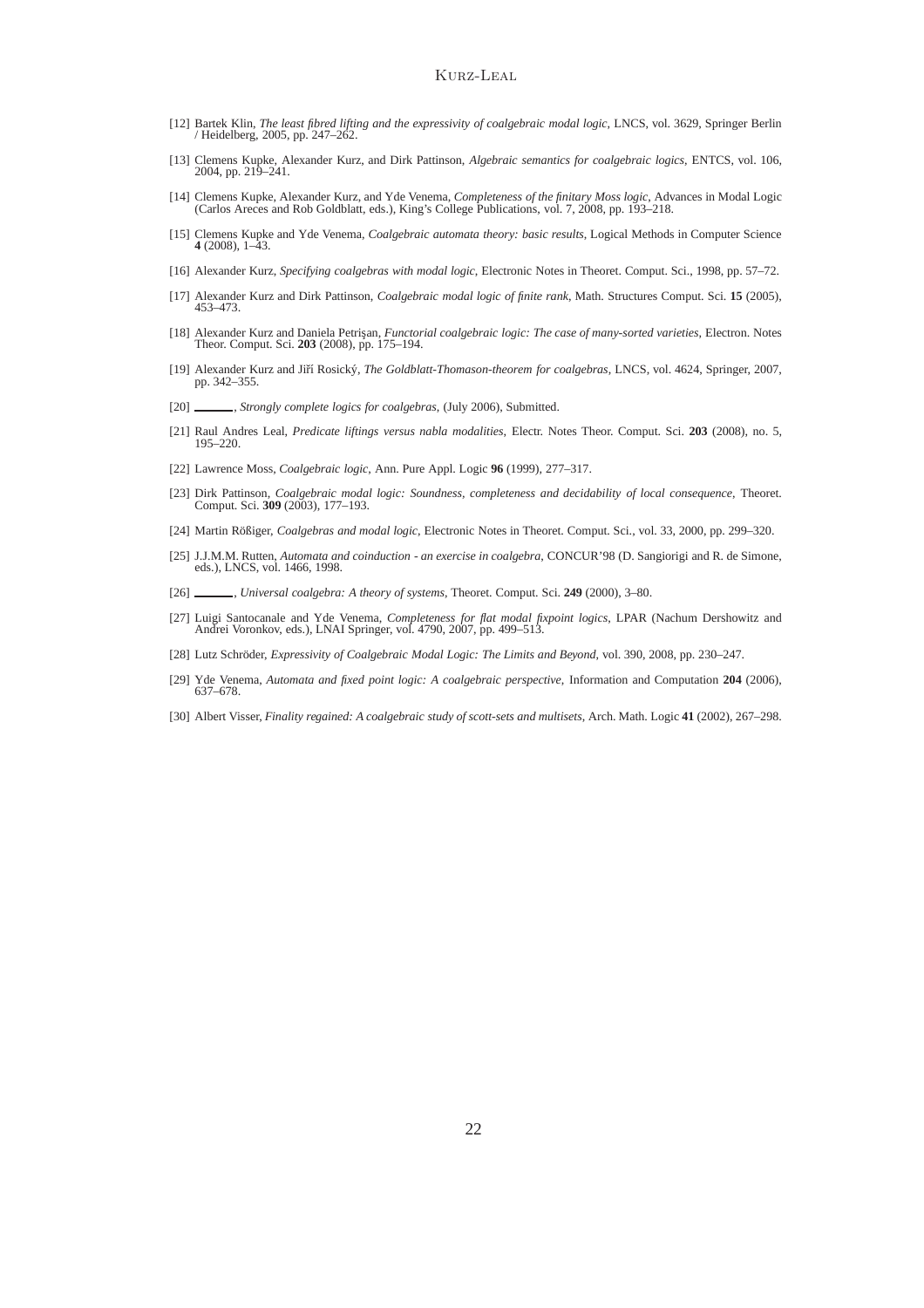[12] Bartek Klin, *The least fibred lifting and the expressivity of coalgebraic modal logic*, LNCS, vol. 3629, Springer Berlin / Heidelberg, 2005, pp. 247–262.

[13] Clemens Kupke, Alexander Kurz, and Dirk Pattinson, *Algebraic semantics for coalgebraic logics*, ENTCS, vol. 106, 2004, pp. 219–241.

[14] Clemens Kupke, Alexander Kurz, and Yde Venema, *Completeness of the finitary Moss logic*, Advances in Modal Logic (Carlos Areces and Rob Goldblatt, eds.), King's College Publications, vol. 7, 2008, pp. 193–218.

[15] Clemens Kupke and Yde Venema, *Coalgebraic automata theory: basic results*, Logical Methods in Computer Science **4** (2008), 1–43.

[16] Alexander Kurz, *Specifying coalgebras with modal logic*, Electronic Notes in Theoret. Comput. Sci., 1998, pp. 57–72.

[17] Alexander Kurz and Dirk Pattinson, *Coalgebraic modal logic of finite rank*, Math. Structures Comput. Sci. **15** (2005), 453–473.

[18] Alexander Kurz and Daniela Petrişan, *Functorial coalgebraic logic: The case of many-sorted varieties*, Electron. Notes Theor. Comput. Sci. **203** (2008), pp. 175–194.

[19] Alexander Kurz and Jiří Rosický, *The Goldblatt-Thomason-theorem for coalgebras*, LNCS, vol. 4624, Springer, 2007, pp. 342–355.

[20] ______, *Strongly complete logics for coalgebras*, (July 2006), Submitted.

[21] Raul Andres Leal, *Predicate liftings versus nabla modalities*, Electr. Notes Theor. Comput. Sci. **203** (2008), no. 5, 195–220.

[22] Lawrence Moss, *Coalgebraic logic*, Ann. Pure Appl. Logic **96** (1999), 277–317.

[23] Dirk Pattinson, *Coalgebraic modal logic: Soundness, completeness and decidability of local consequence*, Theoret. Comput. Sci. **309** (2003), 177–193.

[24] Martin Rößiger, *Coalgebras and modal logic*, Electronic Notes in Theoret. Comput. Sci., vol. 33, 2000, pp. 299–320.

[25] J.J.M.M. Rutten, *Automata and coinduction - an exercise in coalgebra*, CONCUR'98 (D. Sangiorigi and R. de Simone, eds.), LNCS, vol. 1466, 1998.

[26] ______, *Universal coalgebra: A theory of systems*, Theoret. Comput. Sci. **249** (2000), 3–80.

[27] Luigi Santocanale and Yde Venema, *Completeness for flat modal fixpoint logics*, LPAR (Nachum Dershowitz and Andrei Voronkov, eds.), LNAI Springer, vol. 4790, 2007, pp. 499–513.

[28] Lutz Schröder, *Expressivity of Coalgebraic Modal Logic: The Limits and Beyond*, vol. 390, 2008, pp. 230–247.

[29] Yde Venema, *Automata and fixed point logic: A coalgebraic perspective*, Information and Computation **204** (2006), 637–678.

[30] Albert Visser, *Finality regained: A coalgebraic study of scott-sets and multisets*, Arch. Math. Logic **41** (2002), 267–298.